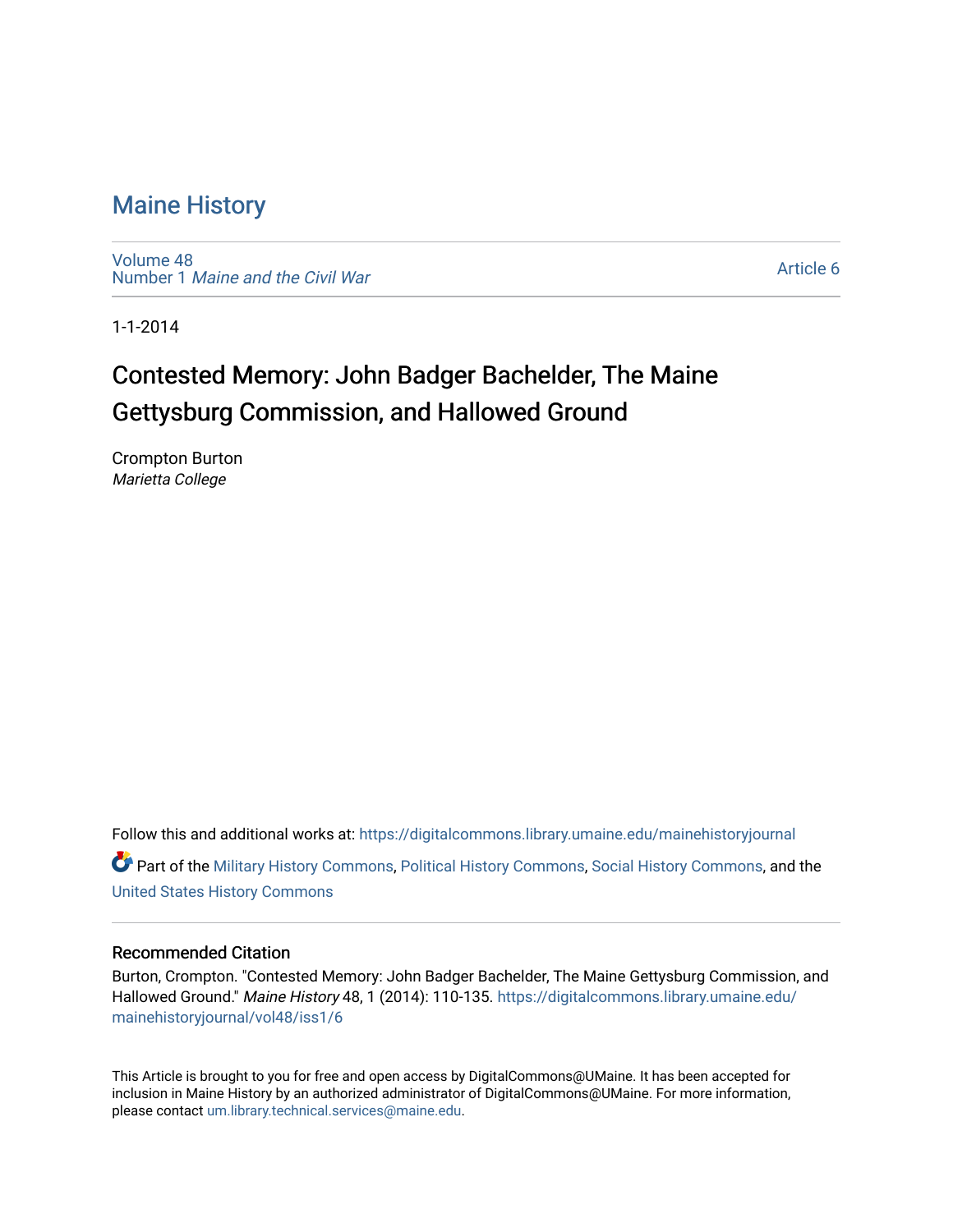# Maine History

Volume 48
Number 1 *Maine and the Civil War*

Article 6

1-1-2014

## Contested Memory: John Badger Bachelder, The Maine Gettysburg Commission, and Hallowed Ground

Crompton Burton
*Marietta College*

Follow this and additional works at: https://digitalcommons.library.umaine.edu/mainehistoryjournal

Part of the Military History Commons, Political History Commons, Social History Commons, and the United States History Commons

### Recommended Citation

Burton, Crompton. "Contested Memory: John Badger Bachelder, The Maine Gettysburg Commission, and Hallowed Ground." *Maine History* 48, 1 (2014): 110-135. https://digitalcommons.library.umaine.edu/mainehistoryjournal/vol48/iss1/6

This Article is brought to you for free and open access by DigitalCommons@UMaine. It has been accepted for inclusion in Maine History by an authorized administrator of DigitalCommons@UMaine. For more information, please contact um.library.technical.services@maine.edu.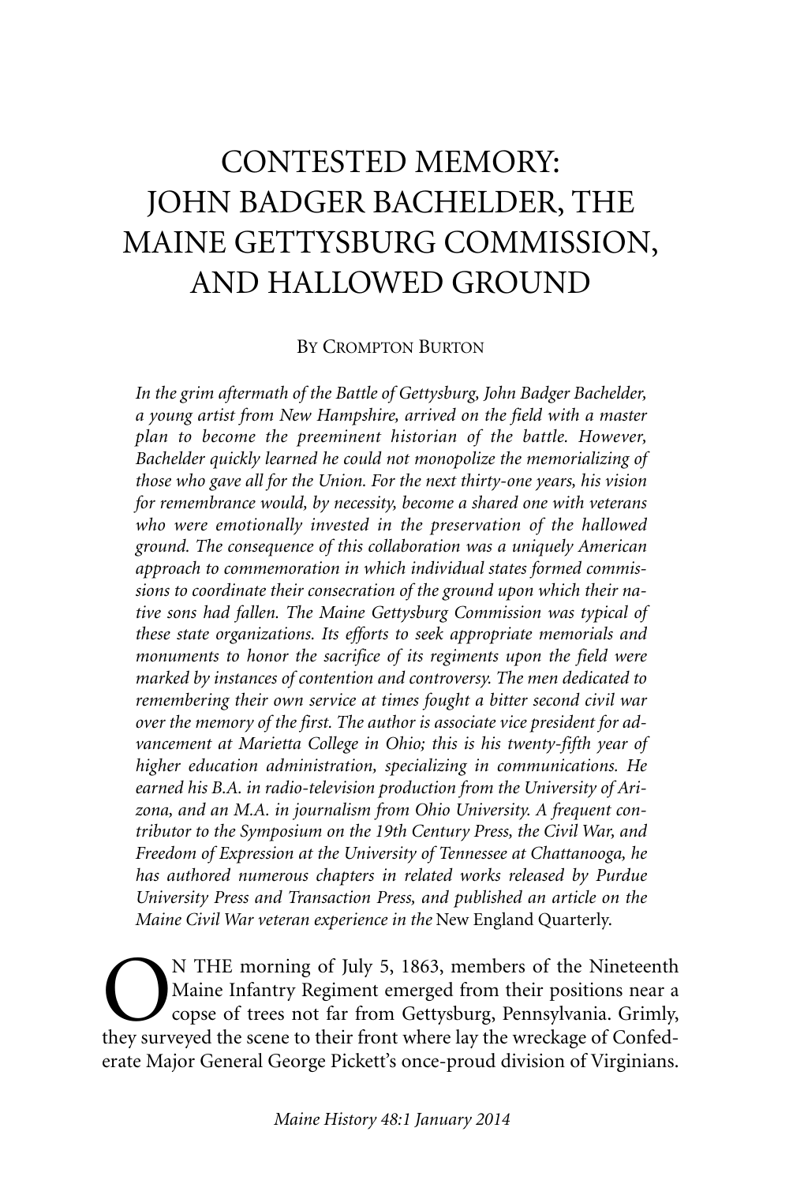# CONTESTED MEMORY: JOHN BADGER BACHELDER, THE MAINE GETTYSBURG COMMISSION, AND HALLOWED GROUND

BY CROMPTON BURTON

*In the grim aftermath of the Battle of Gettysburg, John Badger Bachelder, a young artist from New Hampshire, arrived on the field with a master plan to become the preeminent historian of the battle. However, Bachelder quickly learned he could not monopolize the memorializing of those who gave all for the Union. For the next thirty-one years, his vision for remembrance would, by necessity, become a shared one with veterans who were emotionally invested in the preservation of the hallowed ground. The consequence of this collaboration was a uniquely American approach to commemoration in which individual states formed commissions to coordinate their consecration of the ground upon which their native sons had fallen. The Maine Gettysburg Commission was typical of these state organizations. Its efforts to seek appropriate memorials and monuments to honor the sacrifice of its regiments upon the field were marked by instances of contention and controversy. The men dedicated to remembering their own service at times fought a bitter second civil war over the memory of the first. The author is associate vice president for advancement at Marietta College in Ohio; this is his twenty-fifth year of higher education administration, specializing in communications. He earned his B.A. in radio-television production from the University of Arizona, and an M.A. in journalism from Ohio University. A frequent contributor to the Symposium on the 19th Century Press, the Civil War, and Freedom of Expression at the University of Tennessee at Chattanooga, he has authored numerous chapters in related works released by Purdue University Press and Transaction Press, and published an article on the Maine Civil War veteran experience in the* New England Quarterly.

ON THE morning of July 5, 1863, members of the Nineteenth Maine Infantry Regiment emerged from their positions near a copse of trees not far from Gettysburg, Pennsylvania. Grimly, they surveyed the scene to their front where lay the wreckage of Confederate Major General George Pickett's once-proud division of Virginians.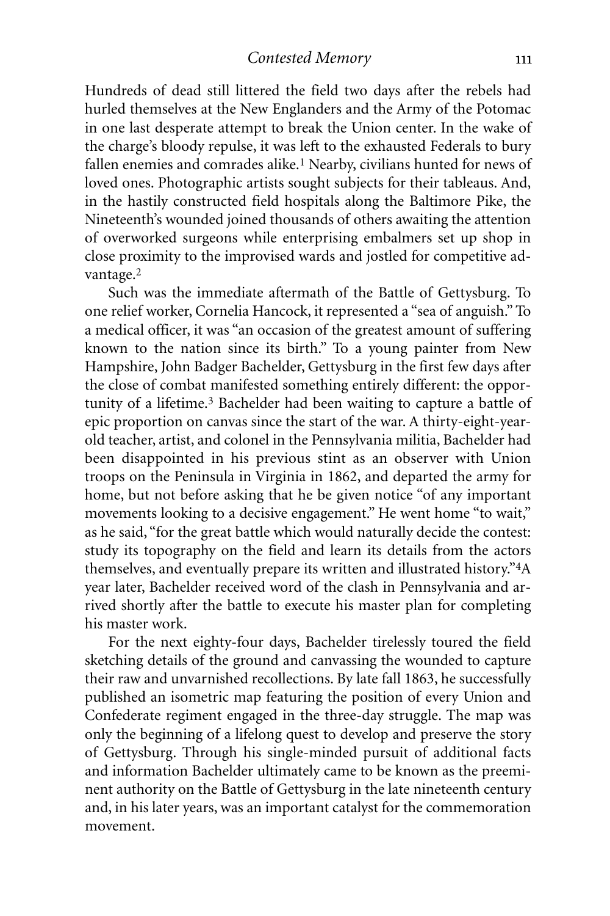Hundreds of dead still littered the field two days after the rebels had hurled themselves at the New Englanders and the Army of the Potomac in one last desperate attempt to break the Union center. In the wake of the charge's bloody repulse, it was left to the exhausted Federals to bury fallen enemies and comrades alike.[1] Nearby, civilians hunted for news of loved ones. Photographic artists sought subjects for their tableaus. And, in the hastily constructed field hospitals along the Baltimore Pike, the Nineteenth's wounded joined thousands of others awaiting the attention of overworked surgeons while enterprising embalmers set up shop in close proximity to the improvised wards and jostled for competitive advantage.[2]

Such was the immediate aftermath of the Battle of Gettysburg. To one relief worker, Cornelia Hancock, it represented a "sea of anguish." To a medical officer, it was "an occasion of the greatest amount of suffering known to the nation since its birth." To a young painter from New Hampshire, John Badger Bachelder, Gettysburg in the first few days after the close of combat manifested something entirely different: the opportunity of a lifetime.[3] Bachelder had been waiting to capture a battle of epic proportion on canvas since the start of the war. A thirty-eight-year-old teacher, artist, and colonel in the Pennsylvania militia, Bachelder had been disappointed in his previous stint as an observer with Union troops on the Peninsula in Virginia in 1862, and departed the army for home, but not before asking that he be given notice "of any important movements looking to a decisive engagement." He went home "to wait," as he said, "for the great battle which would naturally decide the contest: study its topography on the field and learn its details from the actors themselves, and eventually prepare its written and illustrated history."[4] A year later, Bachelder received word of the clash in Pennsylvania and arrived shortly after the battle to execute his master plan for completing his master work.

For the next eighty-four days, Bachelder tirelessly toured the field sketching details of the ground and canvassing the wounded to capture their raw and unvarnished recollections. By late fall 1863, he successfully published an isometric map featuring the position of every Union and Confederate regiment engaged in the three-day struggle. The map was only the beginning of a lifelong quest to develop and preserve the story of Gettysburg. Through his single-minded pursuit of additional facts and information Bachelder ultimately came to be known as the preeminent authority on the Battle of Gettysburg in the late nineteenth century and, in his later years, was an important catalyst for the commemoration movement.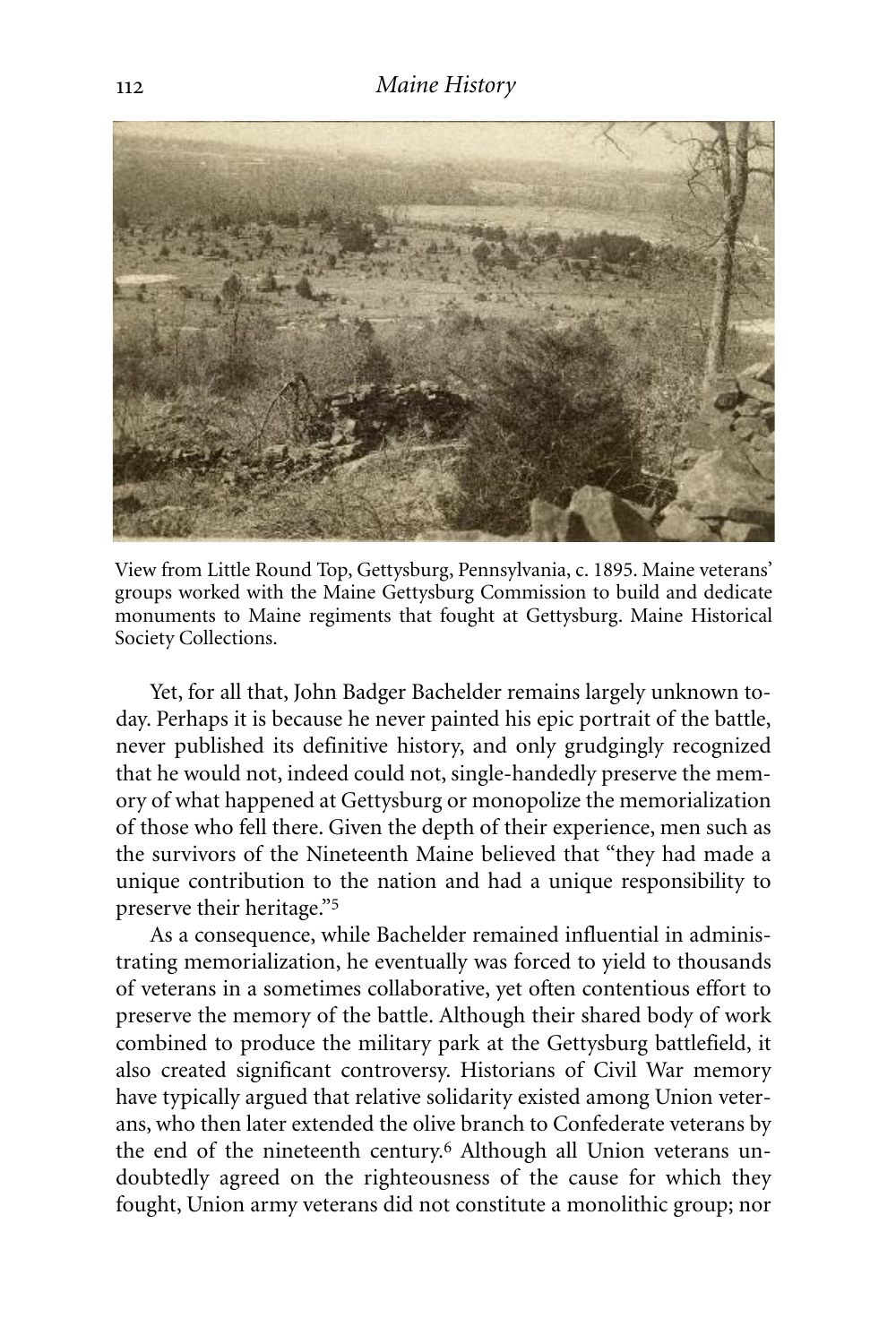View from Little Round Top, Gettysburg, Pennsylvania, c. 1895. Maine veterans' groups worked with the Maine Gettysburg Commission to build and dedicate monuments to Maine regiments that fought at Gettysburg. Maine Historical Society Collections.

Yet, for all that, John Badger Bachelder remains largely unknown today. Perhaps it is because he never painted his epic portrait of the battle, never published its definitive history, and only grudgingly recognized that he would not, indeed could not, single-handedly preserve the memory of what happened at Gettysburg or monopolize the memorialization of those who fell there. Given the depth of their experience, men such as the survivors of the Nineteenth Maine believed that "they had made a unique contribution to the nation and had a unique responsibility to preserve their heritage."[5]

As a consequence, while Bachelder remained influential in administrating memorialization, he eventually was forced to yield to thousands of veterans in a sometimes collaborative, yet often contentious effort to preserve the memory of the battle. Although their shared body of work combined to produce the military park at the Gettysburg battlefield, it also created significant controversy. Historians of Civil War memory have typically argued that relative solidarity existed among Union veterans, who then later extended the olive branch to Confederate veterans by the end of the nineteenth century.[6] Although all Union veterans undoubtedly agreed on the righteousness of the cause for which they fought, Union army veterans did not constitute a monolithic group; nor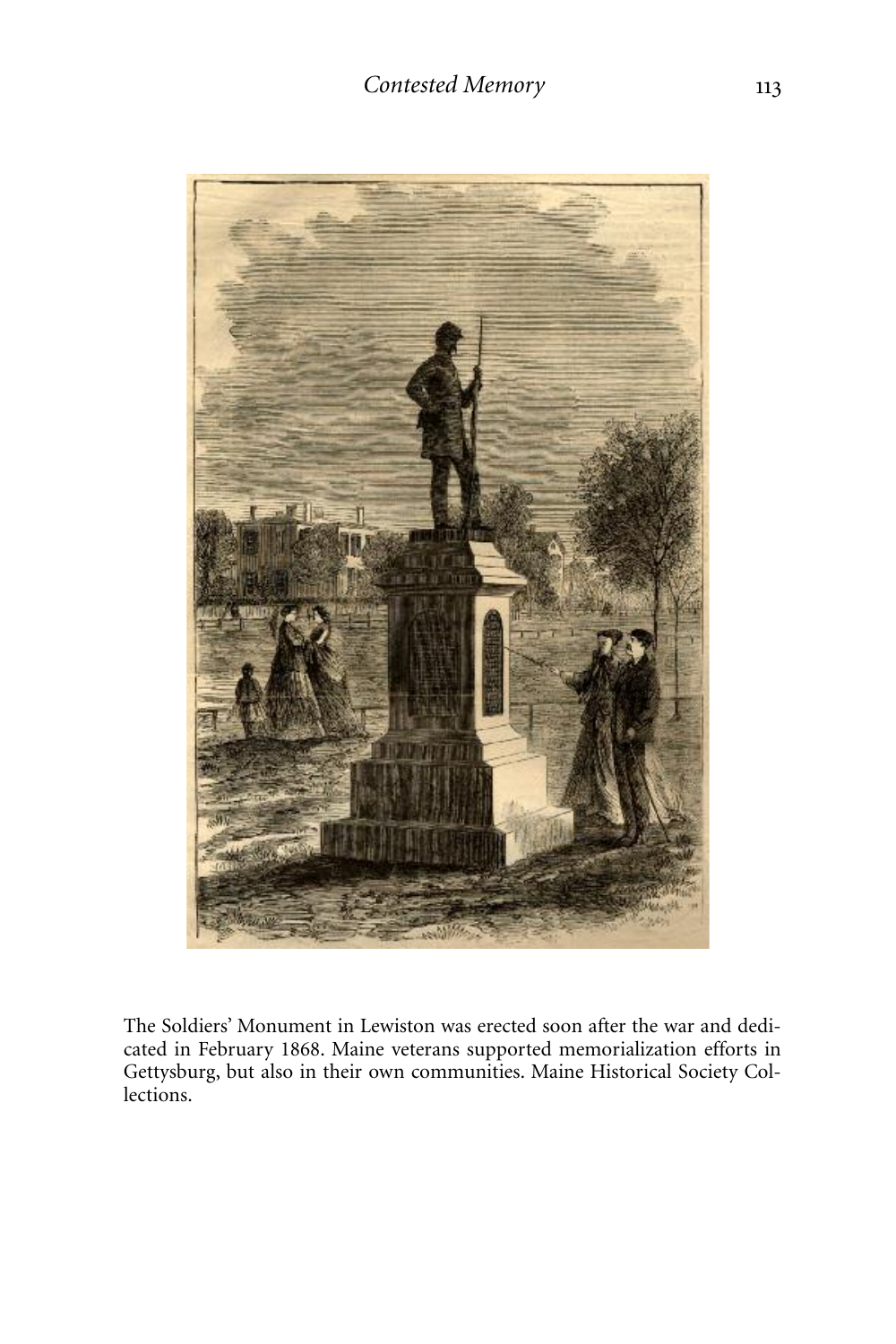The Soldiers' Monument in Lewiston was erected soon after the war and dedicated in February 1868. Maine veterans supported memorialization efforts in Gettysburg, but also in their own communities. Maine Historical Society Collections.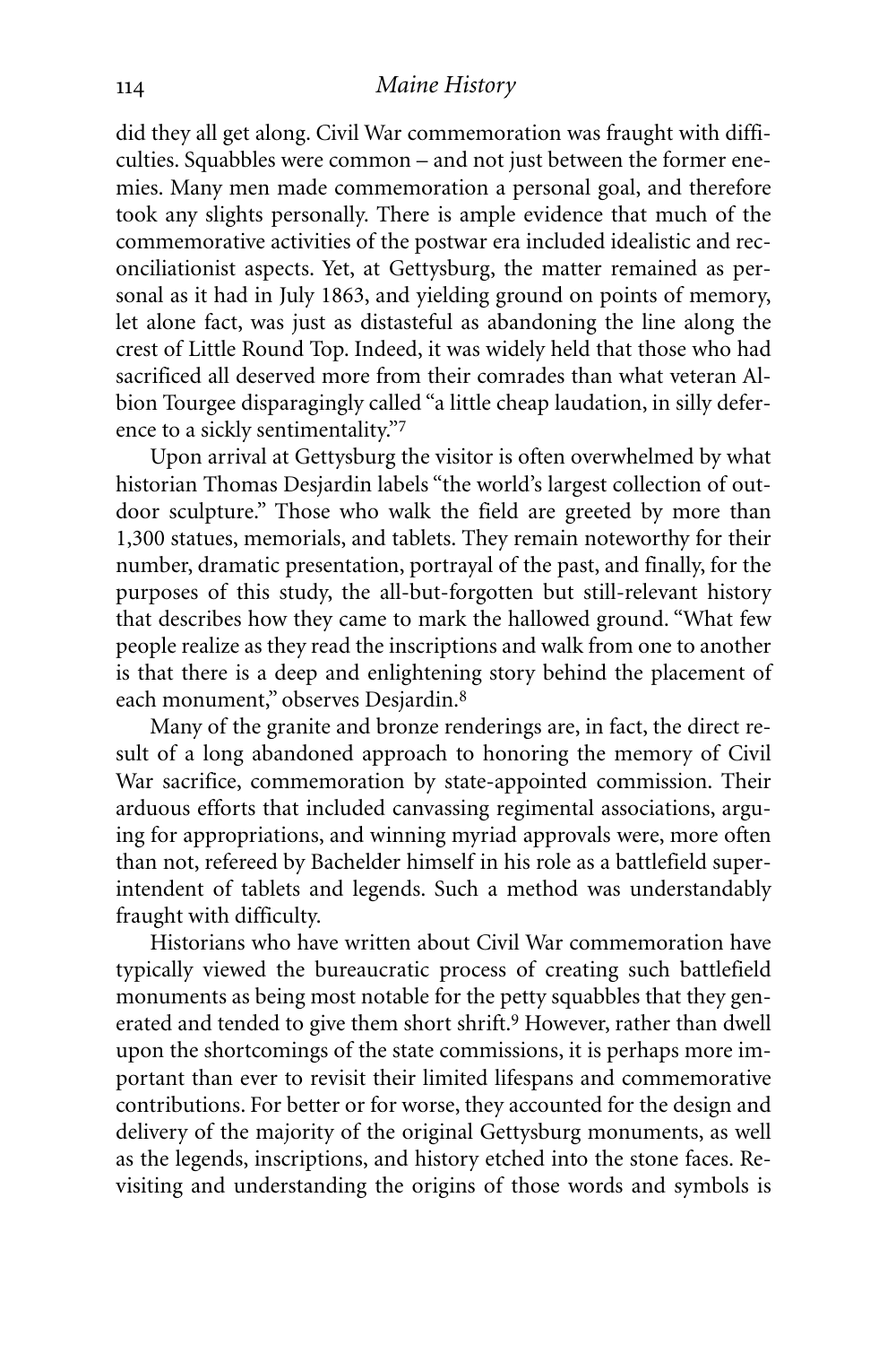did they all get along. Civil War commemoration was fraught with difficulties. Squabbles were common – and not just between the former enemies. Many men made commemoration a personal goal, and therefore took any slights personally. There is ample evidence that much of the commemorative activities of the postwar era included idealistic and reconciliationist aspects. Yet, at Gettysburg, the matter remained as personal as it had in July 1863, and yielding ground on points of memory, let alone fact, was just as distasteful as abandoning the line along the crest of Little Round Top. Indeed, it was widely held that those who had sacrificed all deserved more from their comrades than what veteran Albion Tourgee disparagingly called "a little cheap laudation, in silly deference to a sickly sentimentality."[7]

Upon arrival at Gettysburg the visitor is often overwhelmed by what historian Thomas Desjardin labels "the world's largest collection of outdoor sculpture." Those who walk the field are greeted by more than 1,300 statues, memorials, and tablets. They remain noteworthy for their number, dramatic presentation, portrayal of the past, and finally, for the purposes of this study, the all-but-forgotten but still-relevant history that describes how they came to mark the hallowed ground. "What few people realize as they read the inscriptions and walk from one to another is that there is a deep and enlightening story behind the placement of each monument," observes Desjardin.[8]

Many of the granite and bronze renderings are, in fact, the direct result of a long abandoned approach to honoring the memory of Civil War sacrifice, commemoration by state-appointed commission. Their arduous efforts that included canvassing regimental associations, arguing for appropriations, and winning myriad approvals were, more often than not, refereed by Bachelder himself in his role as a battlefield superintendent of tablets and legends. Such a method was understandably fraught with difficulty.

Historians who have written about Civil War commemoration have typically viewed the bureaucratic process of creating such battlefield monuments as being most notable for the petty squabbles that they generated and tended to give them short shrift.[9] However, rather than dwell upon the shortcomings of the state commissions, it is perhaps more important than ever to revisit their limited lifespans and commemorative contributions. For better or for worse, they accounted for the design and delivery of the majority of the original Gettysburg monuments, as well as the legends, inscriptions, and history etched into the stone faces. Revisiting and understanding the origins of those words and symbols is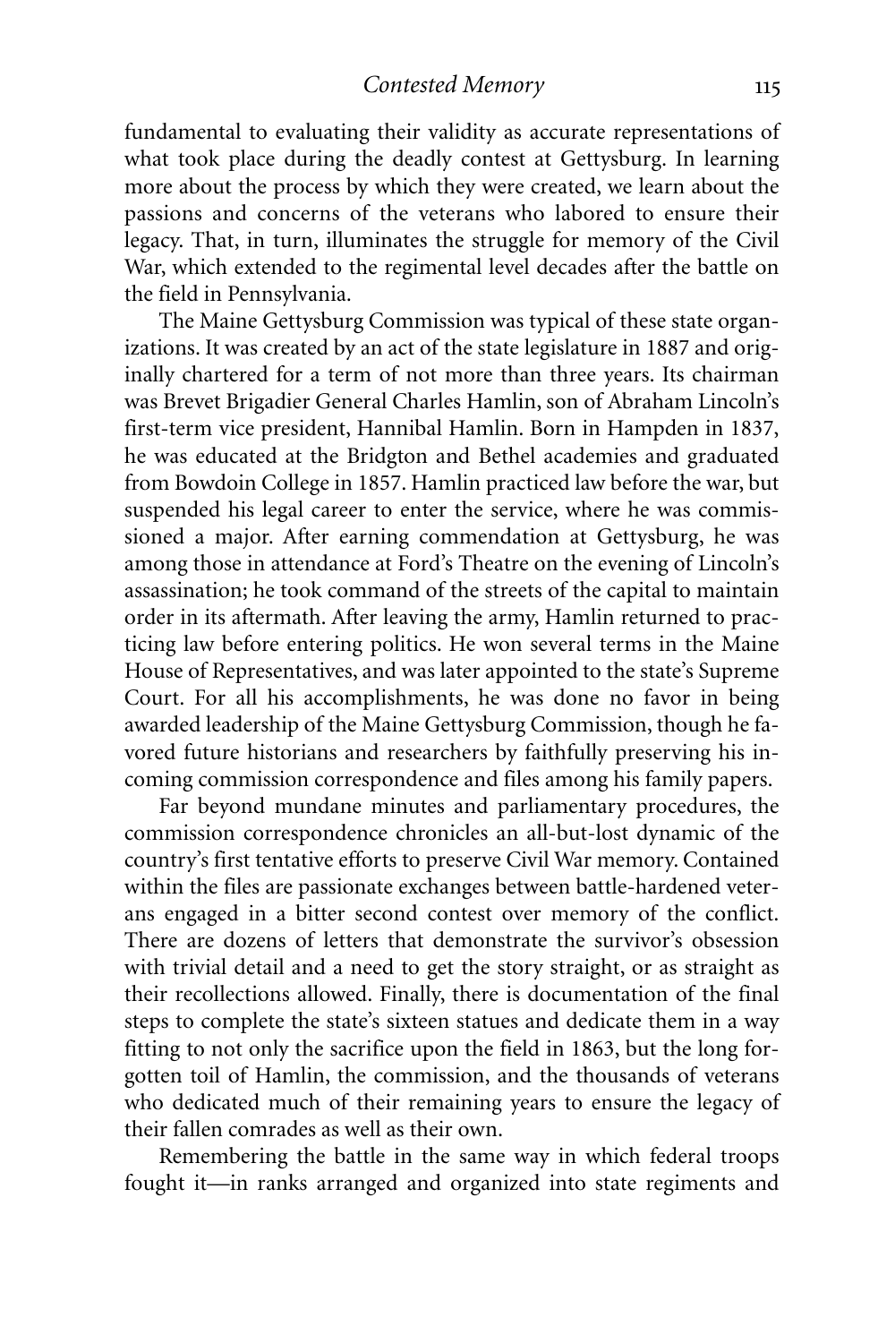fundamental to evaluating their validity as accurate representations of what took place during the deadly contest at Gettysburg. In learning more about the process by which they were created, we learn about the passions and concerns of the veterans who labored to ensure their legacy. That, in turn, illuminates the struggle for memory of the Civil War, which extended to the regimental level decades after the battle on the field in Pennsylvania.

The Maine Gettysburg Commission was typical of these state organizations. It was created by an act of the state legislature in 1887 and originally chartered for a term of not more than three years. Its chairman was Brevet Brigadier General Charles Hamlin, son of Abraham Lincoln's first-term vice president, Hannibal Hamlin. Born in Hampden in 1837, he was educated at the Bridgton and Bethel academies and graduated from Bowdoin College in 1857. Hamlin practiced law before the war, but suspended his legal career to enter the service, where he was commissioned a major. After earning commendation at Gettysburg, he was among those in attendance at Ford's Theatre on the evening of Lincoln's assassination; he took command of the streets of the capital to maintain order in its aftermath. After leaving the army, Hamlin returned to practicing law before entering politics. He won several terms in the Maine House of Representatives, and was later appointed to the state's Supreme Court. For all his accomplishments, he was done no favor in being awarded leadership of the Maine Gettysburg Commission, though he favored future historians and researchers by faithfully preserving his incoming commission correspondence and files among his family papers.

Far beyond mundane minutes and parliamentary procedures, the commission correspondence chronicles an all-but-lost dynamic of the country's first tentative efforts to preserve Civil War memory. Contained within the files are passionate exchanges between battle-hardened veterans engaged in a bitter second contest over memory of the conflict. There are dozens of letters that demonstrate the survivor's obsession with trivial detail and a need to get the story straight, or as straight as their recollections allowed. Finally, there is documentation of the final steps to complete the state's sixteen statues and dedicate them in a way fitting to not only the sacrifice upon the field in 1863, but the long forgotten toil of Hamlin, the commission, and the thousands of veterans who dedicated much of their remaining years to ensure the legacy of their fallen comrades as well as their own.

Remembering the battle in the same way in which federal troops fought it—in ranks arranged and organized into state regiments and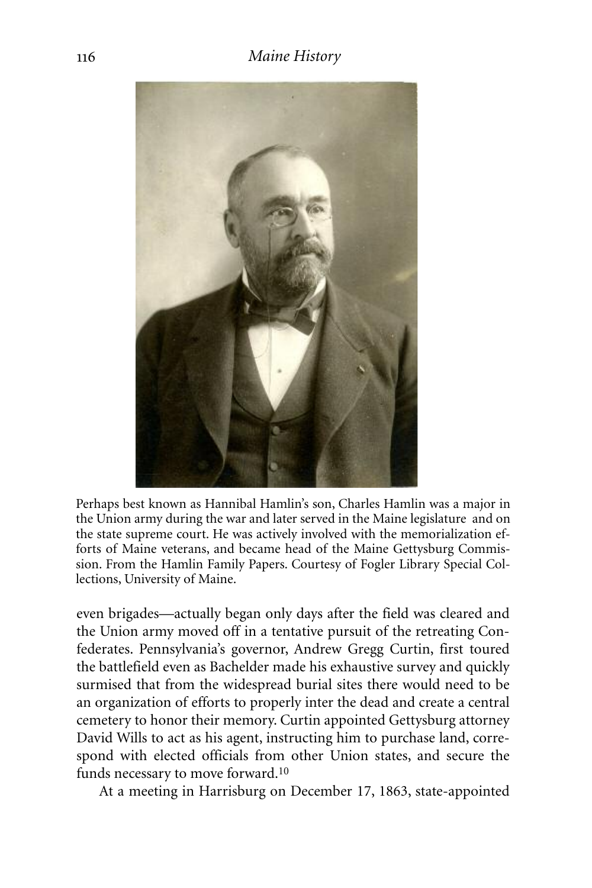Perhaps best known as Hannibal Hamlin's son, Charles Hamlin was a major in the Union army during the war and later served in the Maine legislature and on the state supreme court. He was actively involved with the memorialization efforts of Maine veterans, and became head of the Maine Gettysburg Commission. From the Hamlin Family Papers. Courtesy of Fogler Library Special Collections, University of Maine.

even brigades—actually began only days after the field was cleared and the Union army moved off in a tentative pursuit of the retreating Confederates. Pennsylvania's governor, Andrew Gregg Curtin, first toured the battlefield even as Bachelder made his exhaustive survey and quickly surmised that from the widespread burial sites there would need to be an organization of efforts to properly inter the dead and create a central cemetery to honor their memory. Curtin appointed Gettysburg attorney David Wills to act as his agent, instructing him to purchase land, correspond with elected officials from other Union states, and secure the funds necessary to move forward.[10]

At a meeting in Harrisburg on December 17, 1863, state-appointed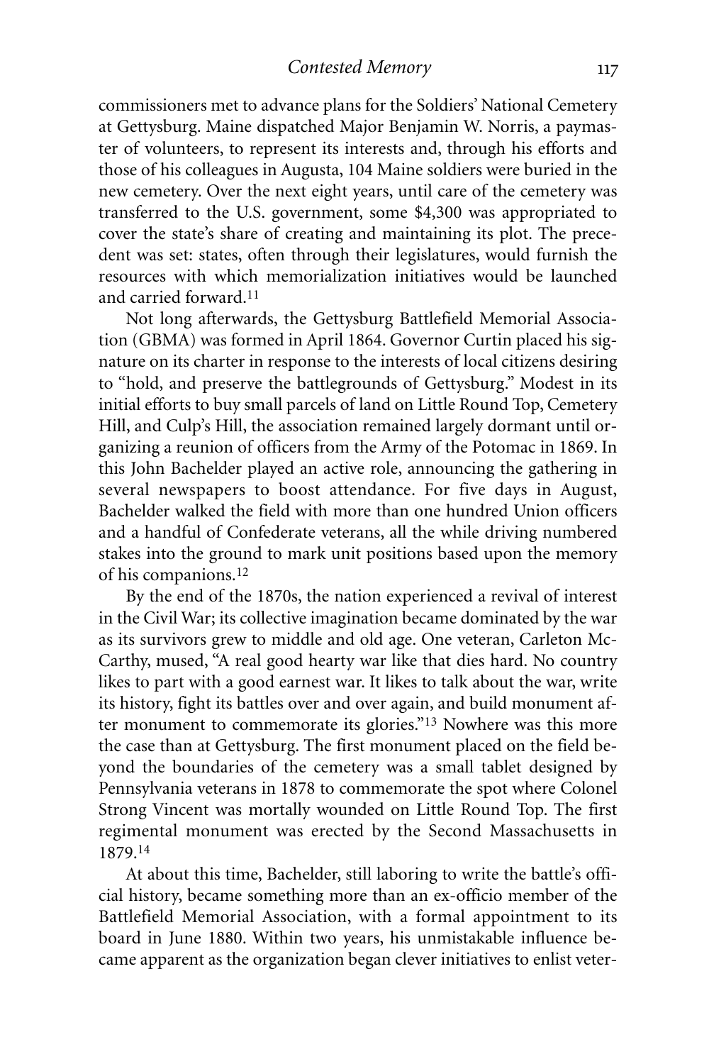commissioners met to advance plans for the Soldiers' National Cemetery at Gettysburg. Maine dispatched Major Benjamin W. Norris, a paymaster of volunteers, to represent its interests and, through his efforts and those of his colleagues in Augusta, 104 Maine soldiers were buried in the new cemetery. Over the next eight years, until care of the cemetery was transferred to the U.S. government, some $4,300 was appropriated to cover the state's share of creating and maintaining its plot. The precedent was set: states, often through their legislatures, would furnish the resources with which memorialization initiatives would be launched and carried forward.[11]

Not long afterwards, the Gettysburg Battlefield Memorial Association (GBMA) was formed in April 1864. Governor Curtin placed his signature on its charter in response to the interests of local citizens desiring to "hold, and preserve the battlegrounds of Gettysburg." Modest in its initial efforts to buy small parcels of land on Little Round Top, Cemetery Hill, and Culp's Hill, the association remained largely dormant until organizing a reunion of officers from the Army of the Potomac in 1869. In this John Bachelder played an active role, announcing the gathering in several newspapers to boost attendance. For five days in August, Bachelder walked the field with more than one hundred Union officers and a handful of Confederate veterans, all the while driving numbered stakes into the ground to mark unit positions based upon the memory of his companions.[12]

By the end of the 1870s, the nation experienced a revival of interest in the Civil War; its collective imagination became dominated by the war as its survivors grew to middle and old age. One veteran, Carleton McCarthy, mused, "A real good hearty war like that dies hard. No country likes to part with a good earnest war. It likes to talk about the war, write its history, fight its battles over and over again, and build monument after monument to commemorate its glories."[13] Nowhere was this more the case than at Gettysburg. The first monument placed on the field beyond the boundaries of the cemetery was a small tablet designed by Pennsylvania veterans in 1878 to commemorate the spot where Colonel Strong Vincent was mortally wounded on Little Round Top. The first regimental monument was erected by the Second Massachusetts in 1879.[14]

At about this time, Bachelder, still laboring to write the battle's official history, became something more than an ex-officio member of the Battlefield Memorial Association, with a formal appointment to its board in June 1880. Within two years, his unmistakable influence became apparent as the organization began clever initiatives to enlist veter-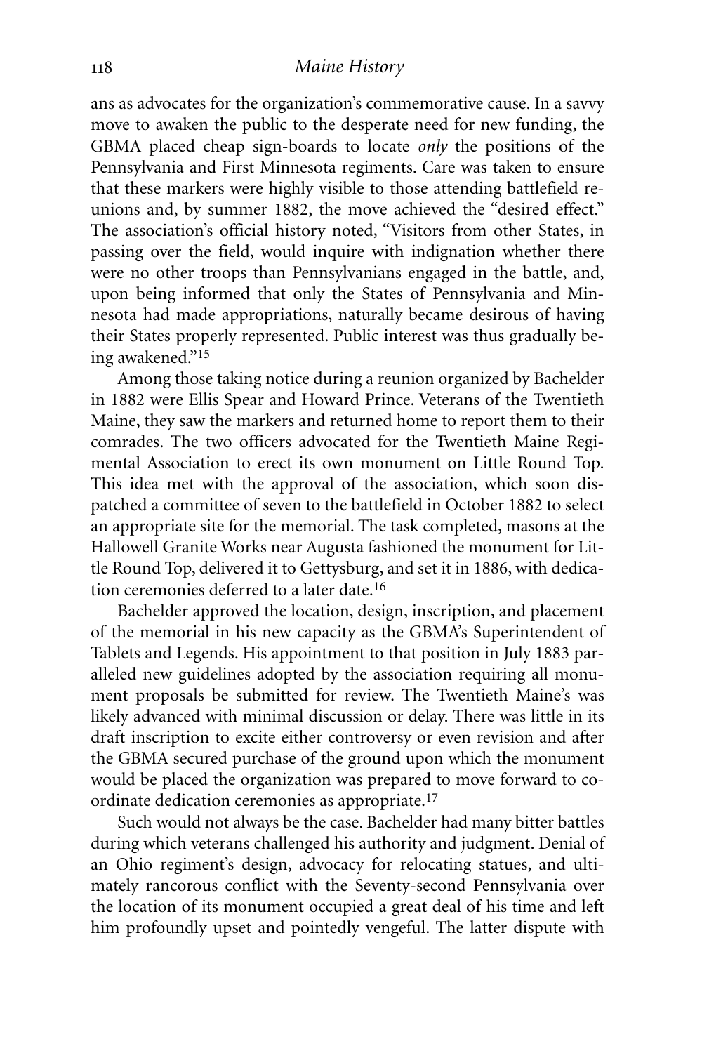ans as advocates for the organization's commemorative cause. In a savvy move to awaken the public to the desperate need for new funding, the GBMA placed cheap sign-boards to locate *only* the positions of the Pennsylvania and First Minnesota regiments. Care was taken to ensure that these markers were highly visible to those attending battlefield reunions and, by summer 1882, the move achieved the "desired effect." The association's official history noted, "Visitors from other States, in passing over the field, would inquire with indignation whether there were no other troops than Pennsylvanians engaged in the battle, and, upon being informed that only the States of Pennsylvania and Minnesota had made appropriations, naturally became desirous of having their States properly represented. Public interest was thus gradually being awakened."[15]

Among those taking notice during a reunion organized by Bachelder in 1882 were Ellis Spear and Howard Prince. Veterans of the Twentieth Maine, they saw the markers and returned home to report them to their comrades. The two officers advocated for the Twentieth Maine Regimental Association to erect its own monument on Little Round Top. This idea met with the approval of the association, which soon dispatched a committee of seven to the battlefield in October 1882 to select an appropriate site for the memorial. The task completed, masons at the Hallowell Granite Works near Augusta fashioned the monument for Little Round Top, delivered it to Gettysburg, and set it in 1886, with dedication ceremonies deferred to a later date.[16]

Bachelder approved the location, design, inscription, and placement of the memorial in his new capacity as the GBMA's Superintendent of Tablets and Legends. His appointment to that position in July 1883 paralleled new guidelines adopted by the association requiring all monument proposals be submitted for review. The Twentieth Maine's was likely advanced with minimal discussion or delay. There was little in its draft inscription to excite either controversy or even revision and after the GBMA secured purchase of the ground upon which the monument would be placed the organization was prepared to move forward to coordinate dedication ceremonies as appropriate.[17]

Such would not always be the case. Bachelder had many bitter battles during which veterans challenged his authority and judgment. Denial of an Ohio regiment's design, advocacy for relocating statues, and ultimately rancorous conflict with the Seventy-second Pennsylvania over the location of its monument occupied a great deal of his time and left him profoundly upset and pointedly vengeful. The latter dispute with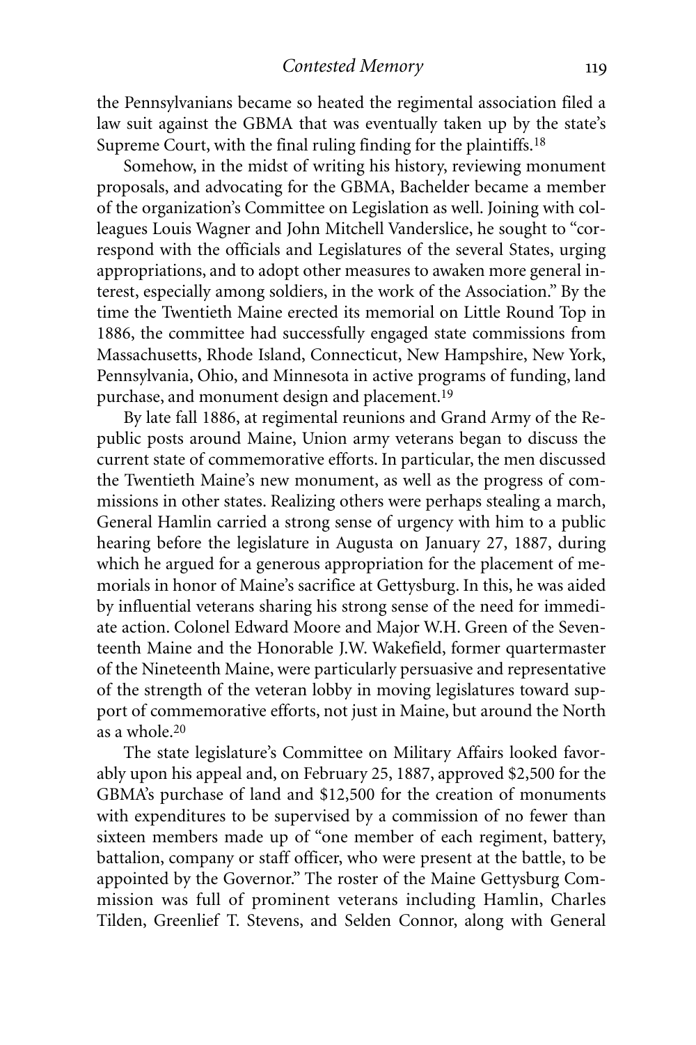the Pennsylvanians became so heated the regimental association filed a law suit against the GBMA that was eventually taken up by the state's Supreme Court, with the final ruling finding for the plaintiffs.[18]

Somehow, in the midst of writing his history, reviewing monument proposals, and advocating for the GBMA, Bachelder became a member of the organization's Committee on Legislation as well. Joining with colleagues Louis Wagner and John Mitchell Vanderslice, he sought to "correspond with the officials and Legislatures of the several States, urging appropriations, and to adopt other measures to awaken more general interest, especially among soldiers, in the work of the Association." By the time the Twentieth Maine erected its memorial on Little Round Top in 1886, the committee had successfully engaged state commissions from Massachusetts, Rhode Island, Connecticut, New Hampshire, New York, Pennsylvania, Ohio, and Minnesota in active programs of funding, land purchase, and monument design and placement.[19]

By late fall 1886, at regimental reunions and Grand Army of the Republic posts around Maine, Union army veterans began to discuss the current state of commemorative efforts. In particular, the men discussed the Twentieth Maine's new monument, as well as the progress of commissions in other states. Realizing others were perhaps stealing a march, General Hamlin carried a strong sense of urgency with him to a public hearing before the legislature in Augusta on January 27, 1887, during which he argued for a generous appropriation for the placement of memorials in honor of Maine's sacrifice at Gettysburg. In this, he was aided by influential veterans sharing his strong sense of the need for immediate action. Colonel Edward Moore and Major W.H. Green of the Seventeenth Maine and the Honorable J.W. Wakefield, former quartermaster of the Nineteenth Maine, were particularly persuasive and representative of the strength of the veteran lobby in moving legislatures toward support of commemorative efforts, not just in Maine, but around the North as a whole.[20]

The state legislature's Committee on Military Affairs looked favorably upon his appeal and, on February 25, 1887, approved $2,500 for the GBMA's purchase of land and $12,500 for the creation of monuments with expenditures to be supervised by a commission of no fewer than sixteen members made up of "one member of each regiment, battery, battalion, company or staff officer, who were present at the battle, to be appointed by the Governor." The roster of the Maine Gettysburg Commission was full of prominent veterans including Hamlin, Charles Tilden, Greenlief T. Stevens, and Selden Connor, along with General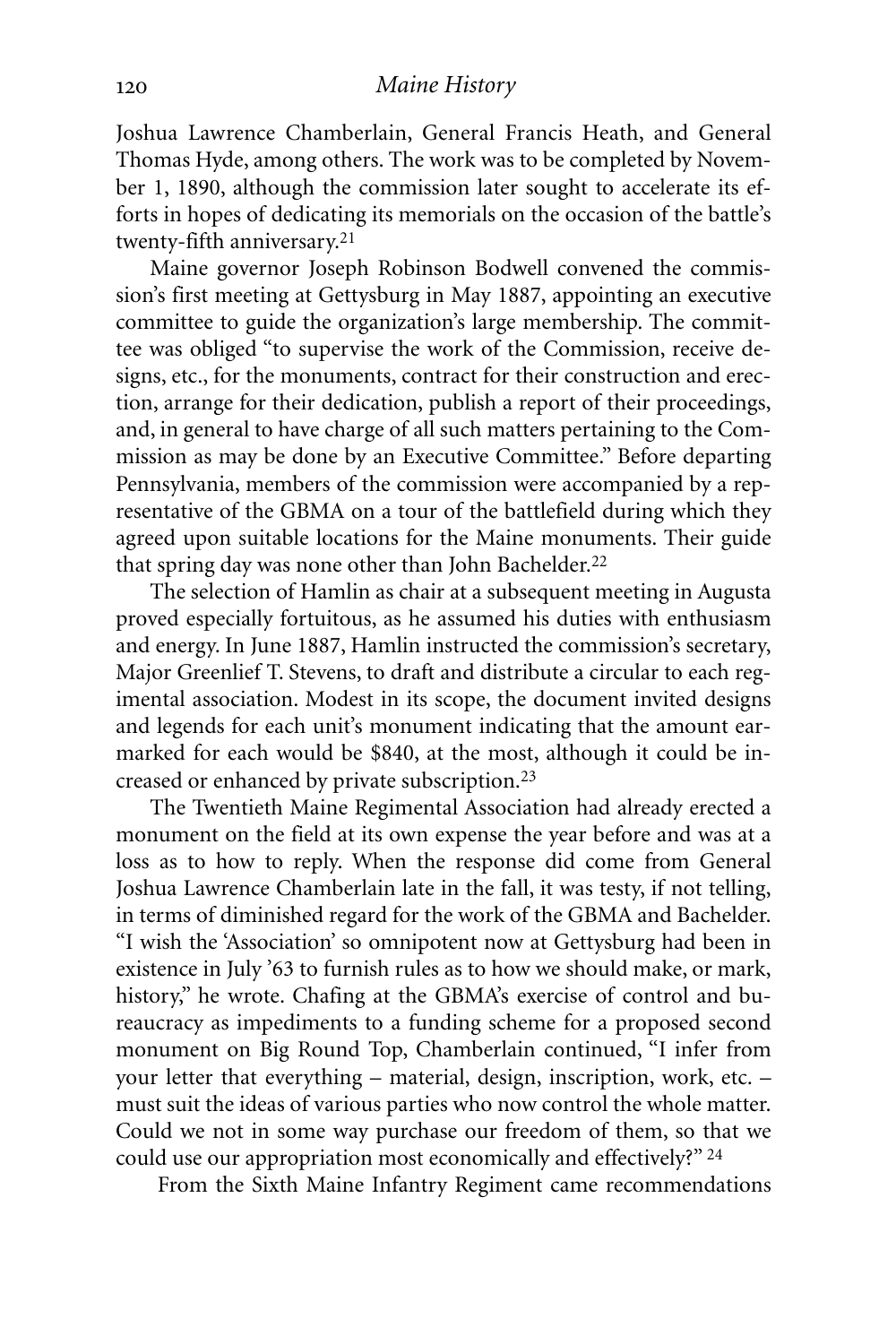Joshua Lawrence Chamberlain, General Francis Heath, and General Thomas Hyde, among others. The work was to be completed by November 1, 1890, although the commission later sought to accelerate its efforts in hopes of dedicating its memorials on the occasion of the battle's twenty-fifth anniversary.[21]

Maine governor Joseph Robinson Bodwell convened the commission's first meeting at Gettysburg in May 1887, appointing an executive committee to guide the organization's large membership. The committee was obliged "to supervise the work of the Commission, receive designs, etc., for the monuments, contract for their construction and erection, arrange for their dedication, publish a report of their proceedings, and, in general to have charge of all such matters pertaining to the Commission as may be done by an Executive Committee." Before departing Pennsylvania, members of the commission were accompanied by a representative of the GBMA on a tour of the battlefield during which they agreed upon suitable locations for the Maine monuments. Their guide that spring day was none other than John Bachelder.[22]

The selection of Hamlin as chair at a subsequent meeting in Augusta proved especially fortuitous, as he assumed his duties with enthusiasm and energy. In June 1887, Hamlin instructed the commission's secretary, Major Greenlief T. Stevens, to draft and distribute a circular to each regimental association. Modest in its scope, the document invited designs and legends for each unit's monument indicating that the amount earmarked for each would be $840, at the most, although it could be increased or enhanced by private subscription.[23]

The Twentieth Maine Regimental Association had already erected a monument on the field at its own expense the year before and was at a loss as to how to reply. When the response did come from General Joshua Lawrence Chamberlain late in the fall, it was testy, if not telling, in terms of diminished regard for the work of the GBMA and Bachelder. "I wish the 'Association' so omnipotent now at Gettysburg had been in existence in July '63 to furnish rules as to how we should make, or mark, history," he wrote. Chafing at the GBMA's exercise of control and bureaucracy as impediments to a funding scheme for a proposed second monument on Big Round Top, Chamberlain continued, "I infer from your letter that everything – material, design, inscription, work, etc. – must suit the ideas of various parties who now control the whole matter. Could we not in some way purchase our freedom of them, so that we could use our appropriation most economically and effectively?"[24]

From the Sixth Maine Infantry Regiment came recommendations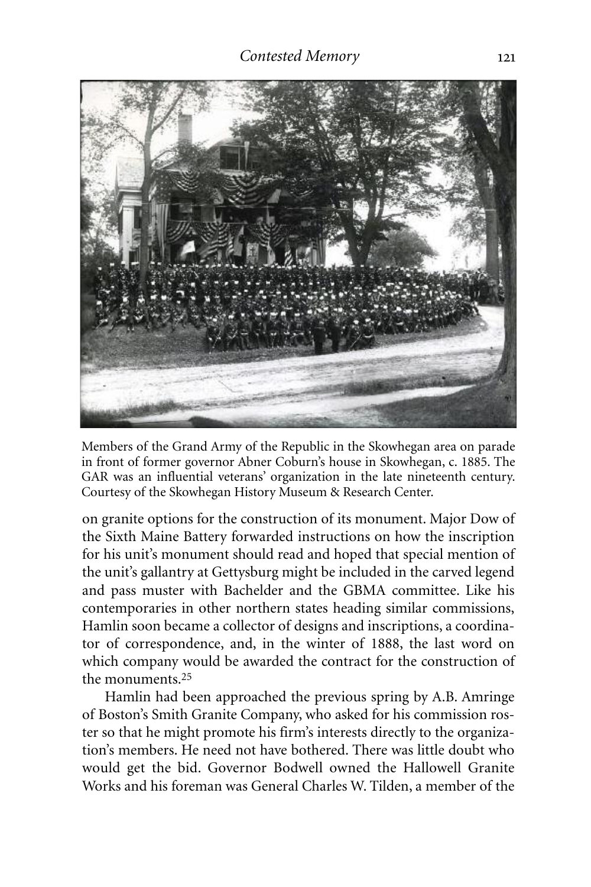Members of the Grand Army of the Republic in the Skowhegan area on parade in front of former governor Abner Coburn's house in Skowhegan, c. 1885. The GAR was an influential veterans' organization in the late nineteenth century. Courtesy of the Skowhegan History Museum & Research Center.

on granite options for the construction of its monument. Major Dow of the Sixth Maine Battery forwarded instructions on how the inscription for his unit's monument should read and hoped that special mention of the unit's gallantry at Gettysburg might be included in the carved legend and pass muster with Bachelder and the GBMA committee. Like his contemporaries in other northern states heading similar commissions, Hamlin soon became a collector of designs and inscriptions, a coordinator of correspondence, and, in the winter of 1888, the last word on which company would be awarded the contract for the construction of the monuments.[25]

Hamlin had been approached the previous spring by A.B. Amringe of Boston's Smith Granite Company, who asked for his commission roster so that he might promote his firm's interests directly to the organization's members. He need not have bothered. There was little doubt who would get the bid. Governor Bodwell owned the Hallowell Granite Works and his foreman was General Charles W. Tilden, a member of the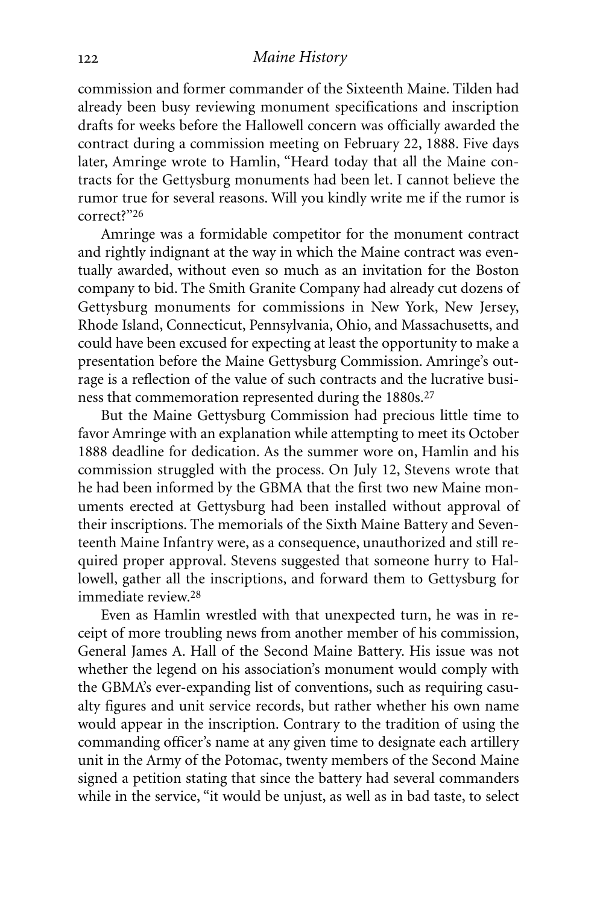commission and former commander of the Sixteenth Maine. Tilden had already been busy reviewing monument specifications and inscription drafts for weeks before the Hallowell concern was officially awarded the contract during a commission meeting on February 22, 1888. Five days later, Amringe wrote to Hamlin, "Heard today that all the Maine contracts for the Gettysburg monuments had been let. I cannot believe the rumor true for several reasons. Will you kindly write me if the rumor is correct?"[26]

Amringe was a formidable competitor for the monument contract and rightly indignant at the way in which the Maine contract was eventually awarded, without even so much as an invitation for the Boston company to bid. The Smith Granite Company had already cut dozens of Gettysburg monuments for commissions in New York, New Jersey, Rhode Island, Connecticut, Pennsylvania, Ohio, and Massachusetts, and could have been excused for expecting at least the opportunity to make a presentation before the Maine Gettysburg Commission. Amringe's outrage is a reflection of the value of such contracts and the lucrative business that commemoration represented during the 1880s.[27]

But the Maine Gettysburg Commission had precious little time to favor Amringe with an explanation while attempting to meet its October 1888 deadline for dedication. As the summer wore on, Hamlin and his commission struggled with the process. On July 12, Stevens wrote that he had been informed by the GBMA that the first two new Maine monuments erected at Gettysburg had been installed without approval of their inscriptions. The memorials of the Sixth Maine Battery and Seventeenth Maine Infantry were, as a consequence, unauthorized and still required proper approval. Stevens suggested that someone hurry to Hallowell, gather all the inscriptions, and forward them to Gettysburg for immediate review.[28]

Even as Hamlin wrestled with that unexpected turn, he was in receipt of more troubling news from another member of his commission, General James A. Hall of the Second Maine Battery. His issue was not whether the legend on his association's monument would comply with the GBMA's ever-expanding list of conventions, such as requiring casualty figures and unit service records, but rather whether his own name would appear in the inscription. Contrary to the tradition of using the commanding officer's name at any given time to designate each artillery unit in the Army of the Potomac, twenty members of the Second Maine signed a petition stating that since the battery had several commanders while in the service, "it would be unjust, as well as in bad taste, to select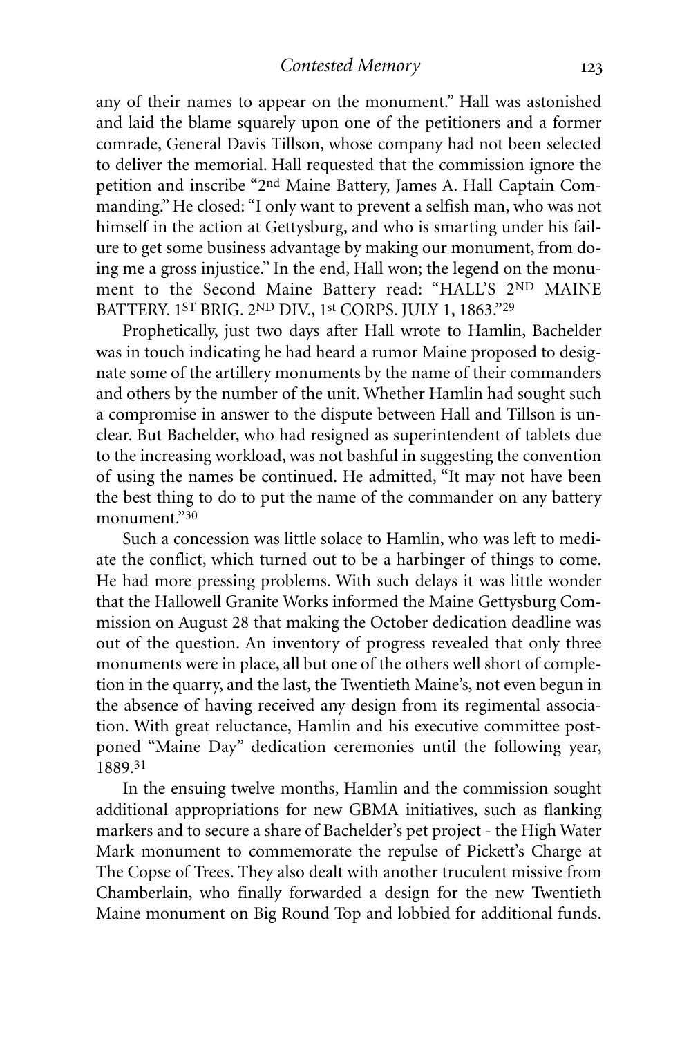any of their names to appear on the monument." Hall was astonished and laid the blame squarely upon one of the petitioners and a former comrade, General Davis Tillson, whose company had not been selected to deliver the memorial. Hall requested that the commission ignore the petition and inscribe "2nd Maine Battery, James A. Hall Captain Commanding." He closed: "I only want to prevent a selfish man, who was not himself in the action at Gettysburg, and who is smarting under his failure to get some business advantage by making our monument, from doing me a gross injustice." In the end, Hall won; the legend on the monument to the Second Maine Battery read: "HALL'S 2ND MAINE BATTERY. 1ST BRIG. 2ND DIV., 1st CORPS. JULY 1, 1863."[29]

Prophetically, just two days after Hall wrote to Hamlin, Bachelder was in touch indicating he had heard a rumor Maine proposed to designate some of the artillery monuments by the name of their commanders and others by the number of the unit. Whether Hamlin had sought such a compromise in answer to the dispute between Hall and Tillson is unclear. But Bachelder, who had resigned as superintendent of tablets due to the increasing workload, was not bashful in suggesting the convention of using the names be continued. He admitted, "It may not have been the best thing to do to put the name of the commander on any battery monument."[30]

Such a concession was little solace to Hamlin, who was left to mediate the conflict, which turned out to be a harbinger of things to come. He had more pressing problems. With such delays it was little wonder that the Hallowell Granite Works informed the Maine Gettysburg Commission on August 28 that making the October dedication deadline was out of the question. An inventory of progress revealed that only three monuments were in place, all but one of the others well short of completion in the quarry, and the last, the Twentieth Maine's, not even begun in the absence of having received any design from its regimental association. With great reluctance, Hamlin and his executive committee postponed "Maine Day" dedication ceremonies until the following year, 1889.[31]

In the ensuing twelve months, Hamlin and the commission sought additional appropriations for new GBMA initiatives, such as flanking markers and to secure a share of Bachelder's pet project - the High Water Mark monument to commemorate the repulse of Pickett's Charge at The Copse of Trees. They also dealt with another truculent missive from Chamberlain, who finally forwarded a design for the new Twentieth Maine monument on Big Round Top and lobbied for additional funds.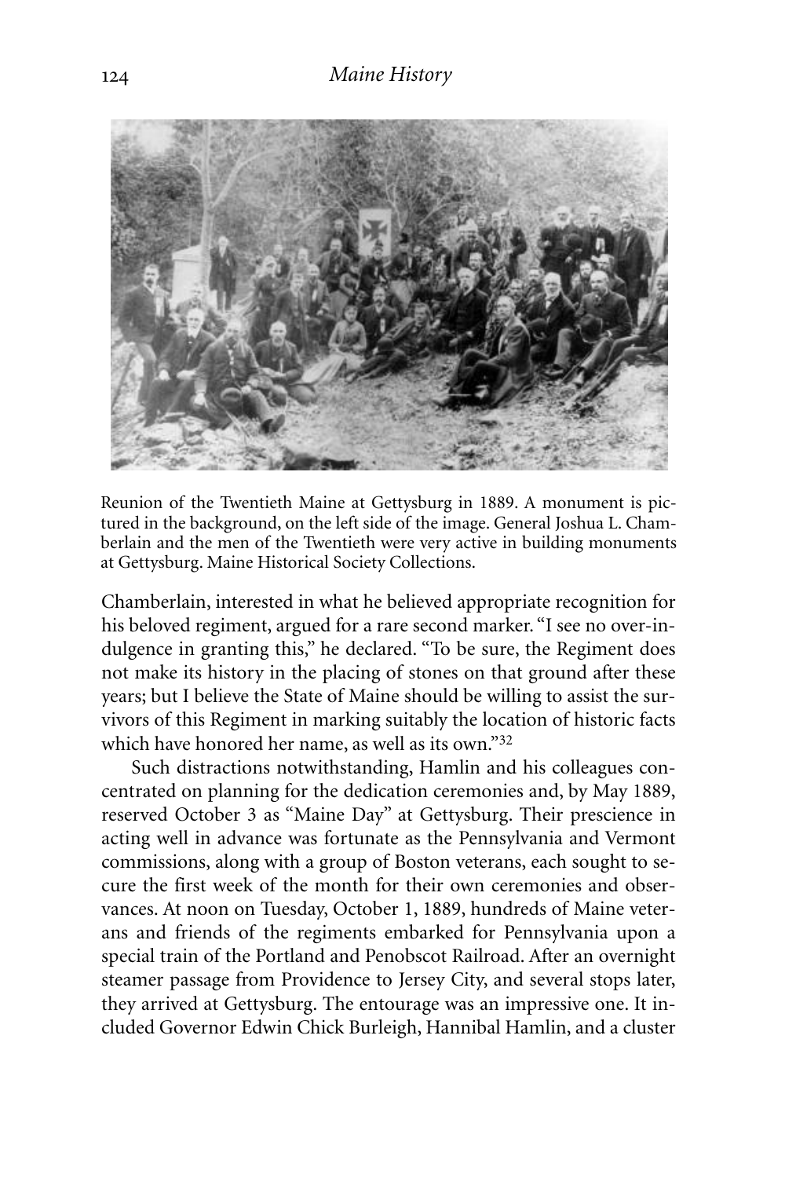Reunion of the Twentieth Maine at Gettysburg in 1889. A monument is pictured in the background, on the left side of the image. General Joshua L. Chamberlain and the men of the Twentieth were very active in building monuments at Gettysburg. Maine Historical Society Collections.

Chamberlain, interested in what he believed appropriate recognition for his beloved regiment, argued for a rare second marker. "I see no over-indulgence in granting this," he declared. "To be sure, the Regiment does not make its history in the placing of stones on that ground after these years; but I believe the State of Maine should be willing to assist the survivors of this Regiment in marking suitably the location of historic facts which have honored her name, as well as its own."[32]

Such distractions notwithstanding, Hamlin and his colleagues concentrated on planning for the dedication ceremonies and, by May 1889, reserved October 3 as "Maine Day" at Gettysburg. Their prescience in acting well in advance was fortunate as the Pennsylvania and Vermont commissions, along with a group of Boston veterans, each sought to secure the first week of the month for their own ceremonies and observances. At noon on Tuesday, October 1, 1889, hundreds of Maine veterans and friends of the regiments embarked for Pennsylvania upon a special train of the Portland and Penobscot Railroad. After an overnight steamer passage from Providence to Jersey City, and several stops later, they arrived at Gettysburg. The entourage was an impressive one. It included Governor Edwin Chick Burleigh, Hannibal Hamlin, and a cluster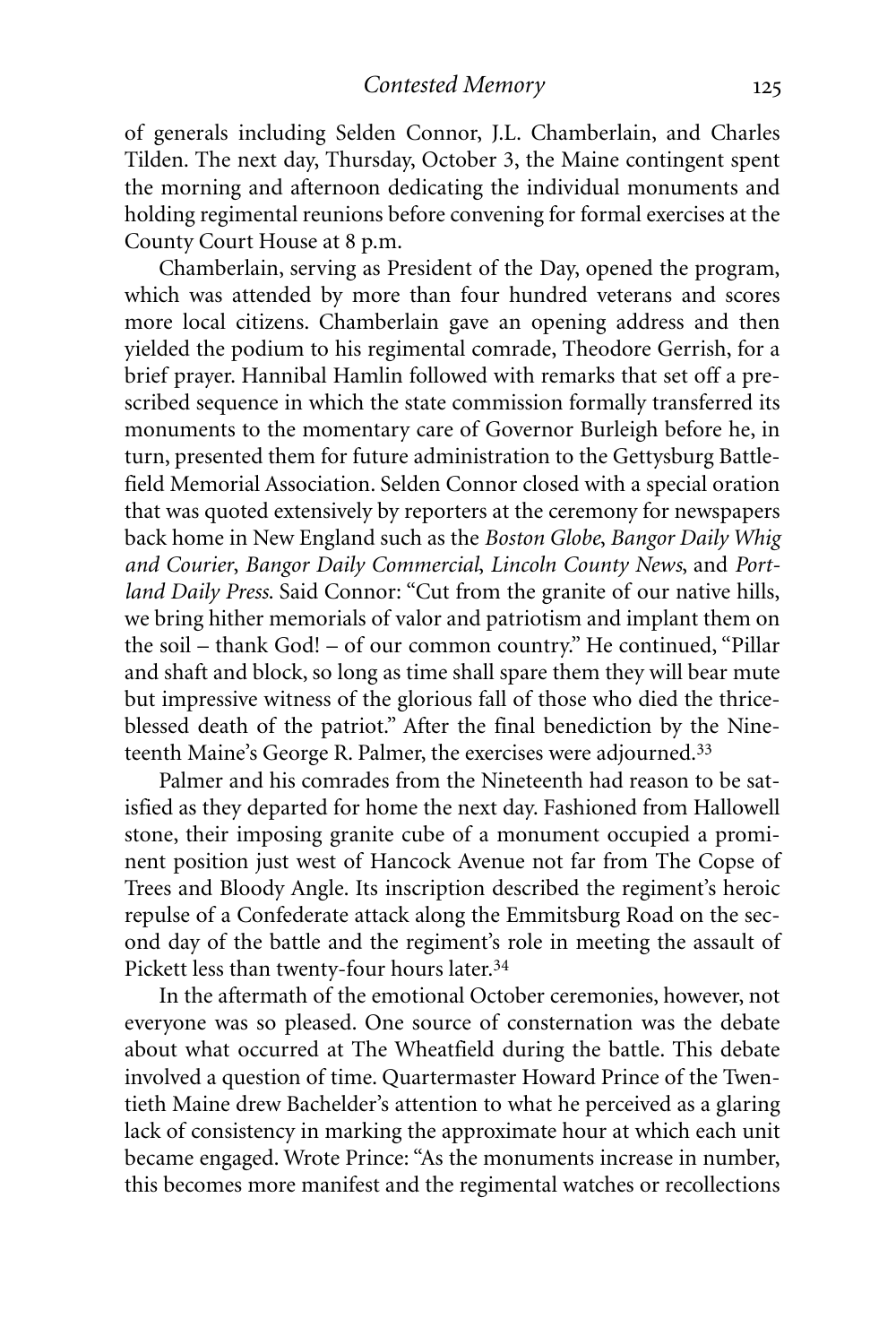of generals including Selden Connor, J.L. Chamberlain, and Charles Tilden. The next day, Thursday, October 3, the Maine contingent spent the morning and afternoon dedicating the individual monuments and holding regimental reunions before convening for formal exercises at the County Court House at 8 p.m.

Chamberlain, serving as President of the Day, opened the program, which was attended by more than four hundred veterans and scores more local citizens. Chamberlain gave an opening address and then yielded the podium to his regimental comrade, Theodore Gerrish, for a brief prayer. Hannibal Hamlin followed with remarks that set off a prescribed sequence in which the state commission formally transferred its monuments to the momentary care of Governor Burleigh before he, in turn, presented them for future administration to the Gettysburg Battlefield Memorial Association. Selden Connor closed with a special oration that was quoted extensively by reporters at the ceremony for newspapers back home in New England such as the *Boston Globe*, *Bangor Daily Whig and Courier*, *Bangor Daily Commercial*, *Lincoln County News*, and *Portland Daily Press*. Said Connor: "Cut from the granite of our native hills, we bring hither memorials of valor and patriotism and implant them on the soil – thank God! – of our common country." He continued, "Pillar and shaft and block, so long as time shall spare them they will bear mute but impressive witness of the glorious fall of those who died the thrice-blessed death of the patriot." After the final benediction by the Nineteenth Maine's George R. Palmer, the exercises were adjourned.[33]

Palmer and his comrades from the Nineteenth had reason to be satisfied as they departed for home the next day. Fashioned from Hallowell stone, their imposing granite cube of a monument occupied a prominent position just west of Hancock Avenue not far from The Copse of Trees and Bloody Angle. Its inscription described the regiment's heroic repulse of a Confederate attack along the Emmitsburg Road on the second day of the battle and the regiment's role in meeting the assault of Pickett less than twenty-four hours later.[34]

In the aftermath of the emotional October ceremonies, however, not everyone was so pleased. One source of consternation was the debate about what occurred at The Wheatfield during the battle. This debate involved a question of time. Quartermaster Howard Prince of the Twentieth Maine drew Bachelder's attention to what he perceived as a glaring lack of consistency in marking the approximate hour at which each unit became engaged. Wrote Prince: "As the monuments increase in number, this becomes more manifest and the regimental watches or recollections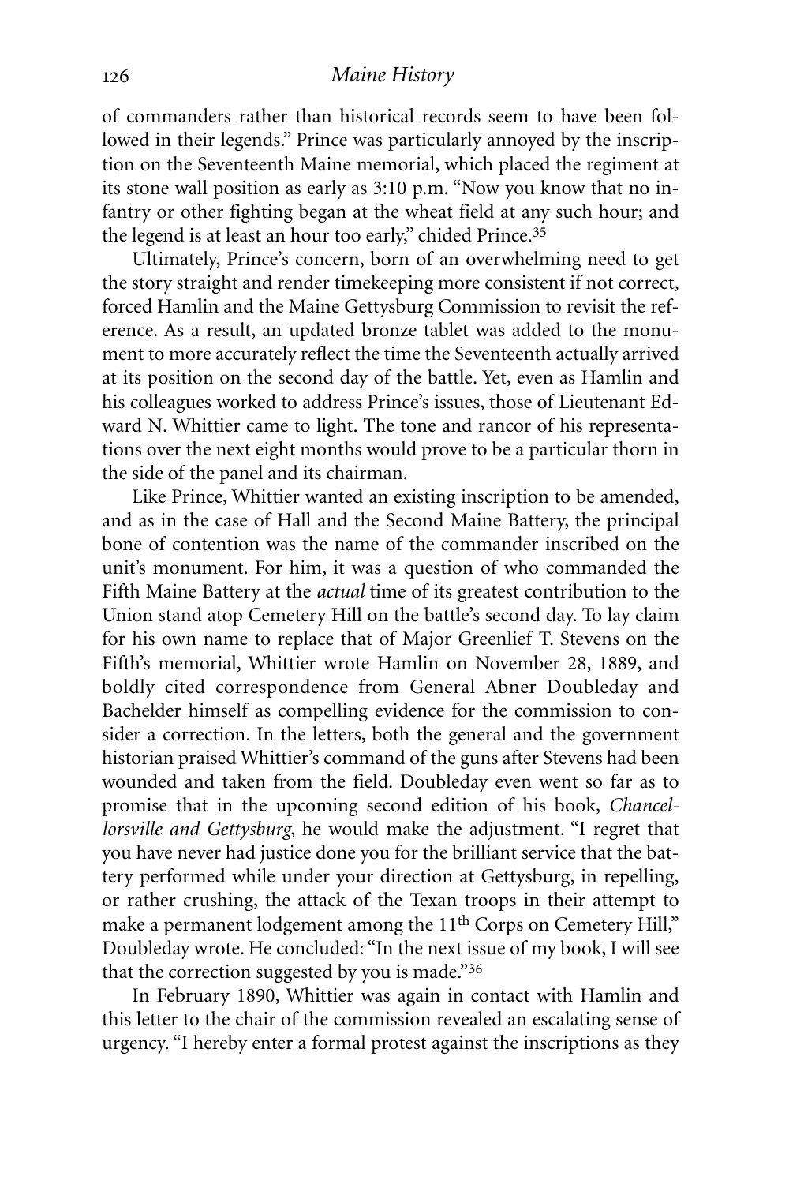of commanders rather than historical records seem to have been followed in their legends." Prince was particularly annoyed by the inscription on the Seventeenth Maine memorial, which placed the regiment at its stone wall position as early as 3:10 p.m. "Now you know that no infantry or other fighting began at the wheat field at any such hour; and the legend is at least an hour too early," chided Prince.[35]

Ultimately, Prince's concern, born of an overwhelming need to get the story straight and render timekeeping more consistent if not correct, forced Hamlin and the Maine Gettysburg Commission to revisit the reference. As a result, an updated bronze tablet was added to the monument to more accurately reflect the time the Seventeenth actually arrived at its position on the second day of the battle. Yet, even as Hamlin and his colleagues worked to address Prince's issues, those of Lieutenant Edward N. Whittier came to light. The tone and rancor of his representations over the next eight months would prove to be a particular thorn in the side of the panel and its chairman.

Like Prince, Whittier wanted an existing inscription to be amended, and as in the case of Hall and the Second Maine Battery, the principal bone of contention was the name of the commander inscribed on the unit's monument. For him, it was a question of who commanded the Fifth Maine Battery at the *actual* time of its greatest contribution to the Union stand atop Cemetery Hill on the battle's second day. To lay claim for his own name to replace that of Major Greenlief T. Stevens on the Fifth's memorial, Whittier wrote Hamlin on November 28, 1889, and boldly cited correspondence from General Abner Doubleday and Bachelder himself as compelling evidence for the commission to consider a correction. In the letters, both the general and the government historian praised Whittier's command of the guns after Stevens had been wounded and taken from the field. Doubleday even went so far as to promise that in the upcoming second edition of his book, *Chancellorsville and Gettysburg*, he would make the adjustment. "I regret that you have never had justice done you for the brilliant service that the battery performed while under your direction at Gettysburg, in repelling, or rather crushing, the attack of the Texan troops in their attempt to make a permanent lodgement among the 11th Corps on Cemetery Hill," Doubleday wrote. He concluded: "In the next issue of my book, I will see that the correction suggested by you is made."[36]

In February 1890, Whittier was again in contact with Hamlin and this letter to the chair of the commission revealed an escalating sense of urgency. "I hereby enter a formal protest against the inscriptions as they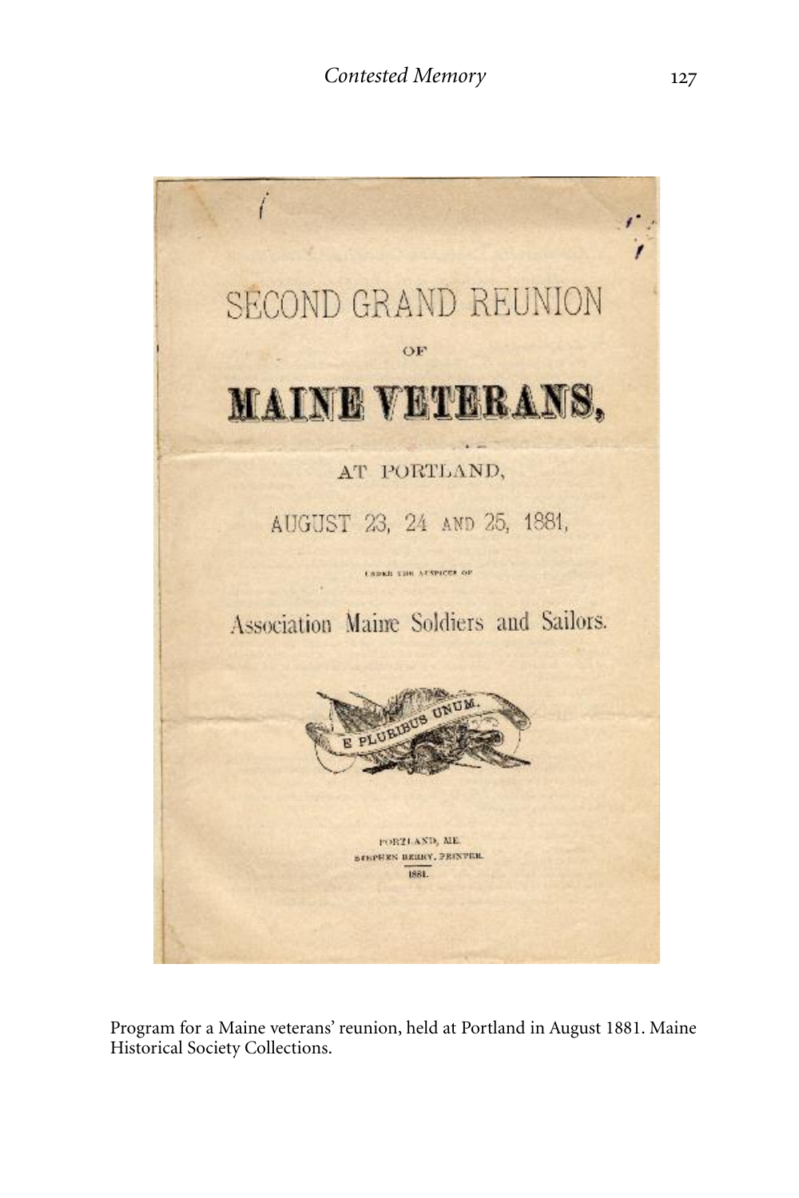SECOND GRAND REUNION

OF

**MAINE VETERANS,**

AT PORTLAND,

AUGUST 23, 24 AND 25, 1881,

UNDER THE AUSPICES OF

Association Maine Soldiers and Sailors.

E PLURIBUS UNUM.

PORTLAND, ME.
STEPHEN BERRY, PRINTER.
1881.

Program for a Maine veterans' reunion, held at Portland in August 1881. Maine Historical Society Collections.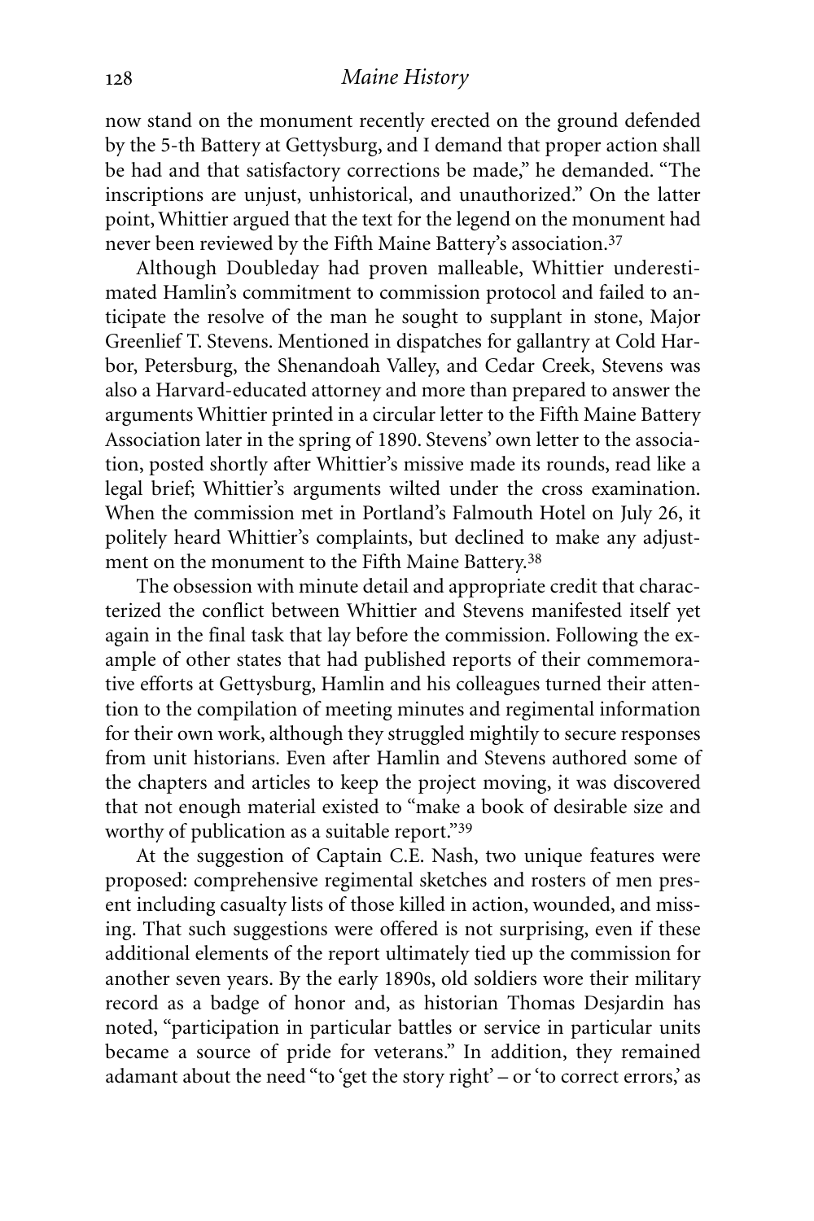now stand on the monument recently erected on the ground defended by the 5-th Battery at Gettysburg, and I demand that proper action shall be had and that satisfactory corrections be made," he demanded. "The inscriptions are unjust, unhistorical, and unauthorized." On the latter point, Whittier argued that the text for the legend on the monument had never been reviewed by the Fifth Maine Battery's association.[37]

Although Doubleday had proven malleable, Whittier underestimated Hamlin's commitment to commission protocol and failed to anticipate the resolve of the man he sought to supplant in stone, Major Greenlief T. Stevens. Mentioned in dispatches for gallantry at Cold Harbor, Petersburg, the Shenandoah Valley, and Cedar Creek, Stevens was also a Harvard-educated attorney and more than prepared to answer the arguments Whittier printed in a circular letter to the Fifth Maine Battery Association later in the spring of 1890. Stevens' own letter to the association, posted shortly after Whittier's missive made its rounds, read like a legal brief; Whittier's arguments wilted under the cross examination. When the commission met in Portland's Falmouth Hotel on July 26, it politely heard Whittier's complaints, but declined to make any adjustment on the monument to the Fifth Maine Battery.[38]

The obsession with minute detail and appropriate credit that characterized the conflict between Whittier and Stevens manifested itself yet again in the final task that lay before the commission. Following the example of other states that had published reports of their commemorative efforts at Gettysburg, Hamlin and his colleagues turned their attention to the compilation of meeting minutes and regimental information for their own work, although they struggled mightily to secure responses from unit historians. Even after Hamlin and Stevens authored some of the chapters and articles to keep the project moving, it was discovered that not enough material existed to "make a book of desirable size and worthy of publication as a suitable report."[39]

At the suggestion of Captain C.E. Nash, two unique features were proposed: comprehensive regimental sketches and rosters of men present including casualty lists of those killed in action, wounded, and missing. That such suggestions were offered is not surprising, even if these additional elements of the report ultimately tied up the commission for another seven years. By the early 1890s, old soldiers wore their military record as a badge of honor and, as historian Thomas Desjardin has noted, "participation in particular battles or service in particular units became a source of pride for veterans." In addition, they remained adamant about the need "to 'get the story right' – or 'to correct errors,' as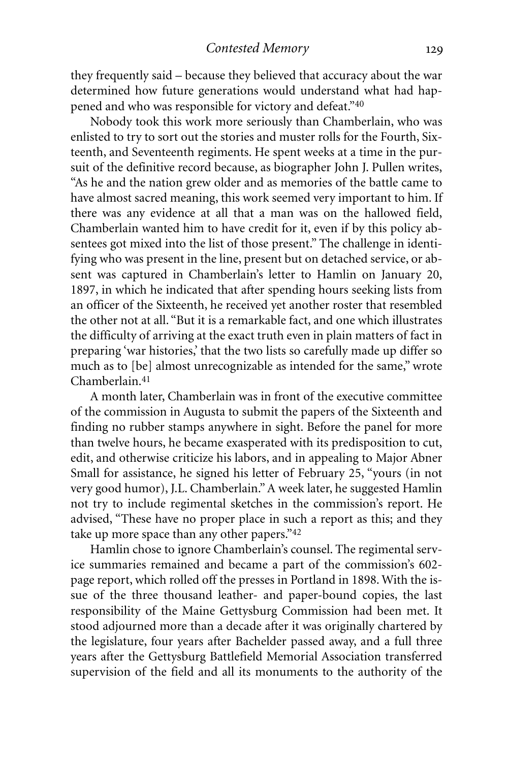they frequently said – because they believed that accuracy about the war determined how future generations would understand what had happened and who was responsible for victory and defeat."[40]

Nobody took this work more seriously than Chamberlain, who was enlisted to try to sort out the stories and muster rolls for the Fourth, Sixteenth, and Seventeenth regiments. He spent weeks at a time in the pursuit of the definitive record because, as biographer John J. Pullen writes, "As he and the nation grew older and as memories of the battle came to have almost sacred meaning, this work seemed very important to him. If there was any evidence at all that a man was on the hallowed field, Chamberlain wanted him to have credit for it, even if by this policy absentees got mixed into the list of those present." The challenge in identifying who was present in the line, present but on detached service, or absent was captured in Chamberlain's letter to Hamlin on January 20, 1897, in which he indicated that after spending hours seeking lists from an officer of the Sixteenth, he received yet another roster that resembled the other not at all. "But it is a remarkable fact, and one which illustrates the difficulty of arriving at the exact truth even in plain matters of fact in preparing 'war histories,' that the two lists so carefully made up differ so much as to [be] almost unrecognizable as intended for the same," wrote Chamberlain.[41]

A month later, Chamberlain was in front of the executive committee of the commission in Augusta to submit the papers of the Sixteenth and finding no rubber stamps anywhere in sight. Before the panel for more than twelve hours, he became exasperated with its predisposition to cut, edit, and otherwise criticize his labors, and in appealing to Major Abner Small for assistance, he signed his letter of February 25, "yours (in not very good humor), J.L. Chamberlain." A week later, he suggested Hamlin not try to include regimental sketches in the commission's report. He advised, "These have no proper place in such a report as this; and they take up more space than any other papers."[42]

Hamlin chose to ignore Chamberlain's counsel. The regimental service summaries remained and became a part of the commission's 602-page report, which rolled off the presses in Portland in 1898. With the issue of the three thousand leather- and paper-bound copies, the last responsibility of the Maine Gettysburg Commission had been met. It stood adjourned more than a decade after it was originally chartered by the legislature, four years after Bachelder passed away, and a full three years after the Gettysburg Battlefield Memorial Association transferred supervision of the field and all its monuments to the authority of the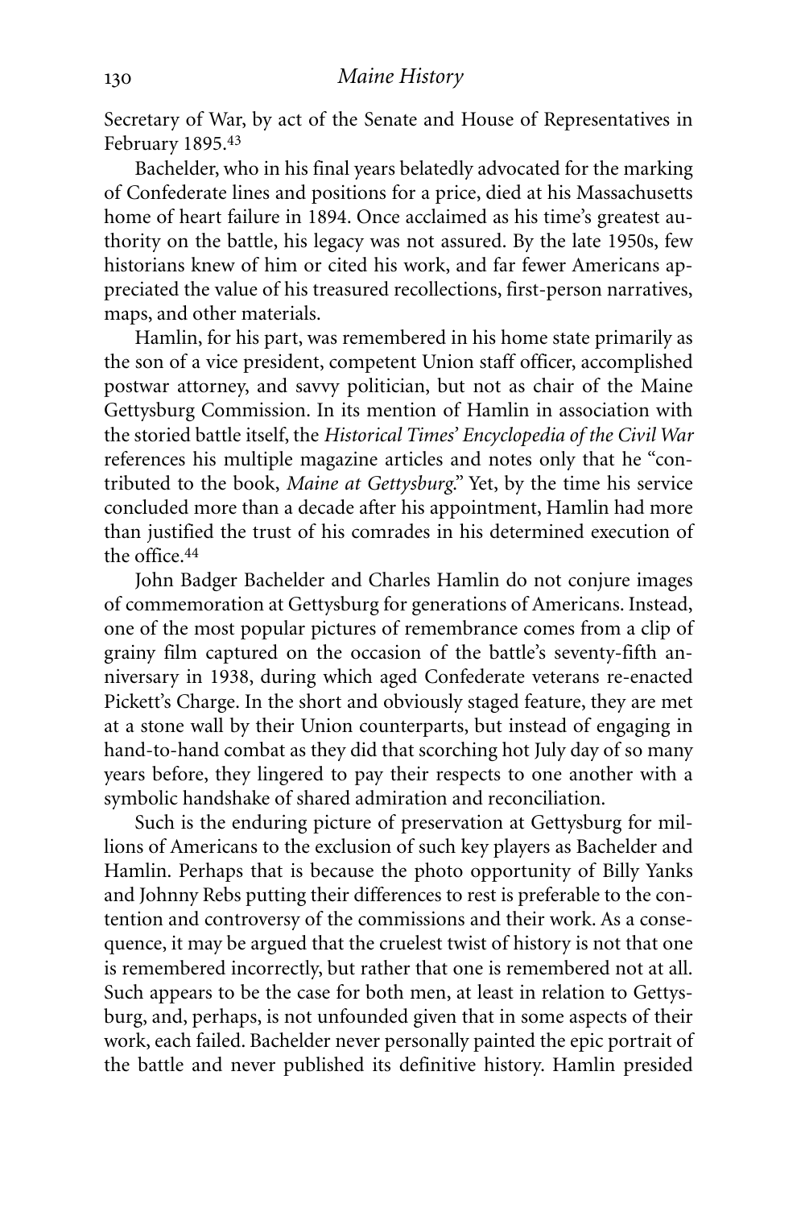Secretary of War, by act of the Senate and House of Representatives in February 1895.[43]

Bachelder, who in his final years belatedly advocated for the marking of Confederate lines and positions for a price, died at his Massachusetts home of heart failure in 1894. Once acclaimed as his time's greatest authority on the battle, his legacy was not assured. By the late 1950s, few historians knew of him or cited his work, and far fewer Americans appreciated the value of his treasured recollections, first-person narratives, maps, and other materials.

Hamlin, for his part, was remembered in his home state primarily as the son of a vice president, competent Union staff officer, accomplished postwar attorney, and savvy politician, but not as chair of the Maine Gettysburg Commission. In its mention of Hamlin in association with the storied battle itself, the *Historical Times' Encyclopedia of the Civil War* references his multiple magazine articles and notes only that he "contributed to the book, *Maine at Gettysburg*." Yet, by the time his service concluded more than a decade after his appointment, Hamlin had more than justified the trust of his comrades in his determined execution of the office.[44]

John Badger Bachelder and Charles Hamlin do not conjure images of commemoration at Gettysburg for generations of Americans. Instead, one of the most popular pictures of remembrance comes from a clip of grainy film captured on the occasion of the battle's seventy-fifth anniversary in 1938, during which aged Confederate veterans re-enacted Pickett's Charge. In the short and obviously staged feature, they are met at a stone wall by their Union counterparts, but instead of engaging in hand-to-hand combat as they did that scorching hot July day of so many years before, they lingered to pay their respects to one another with a symbolic handshake of shared admiration and reconciliation.

Such is the enduring picture of preservation at Gettysburg for millions of Americans to the exclusion of such key players as Bachelder and Hamlin. Perhaps that is because the photo opportunity of Billy Yanks and Johnny Rebs putting their differences to rest is preferable to the contention and controversy of the commissions and their work. As a consequence, it may be argued that the cruelest twist of history is not that one is remembered incorrectly, but rather that one is remembered not at all. Such appears to be the case for both men, at least in relation to Gettysburg, and, perhaps, is not unfounded given that in some aspects of their work, each failed. Bachelder never personally painted the epic portrait of the battle and never published its definitive history. Hamlin presided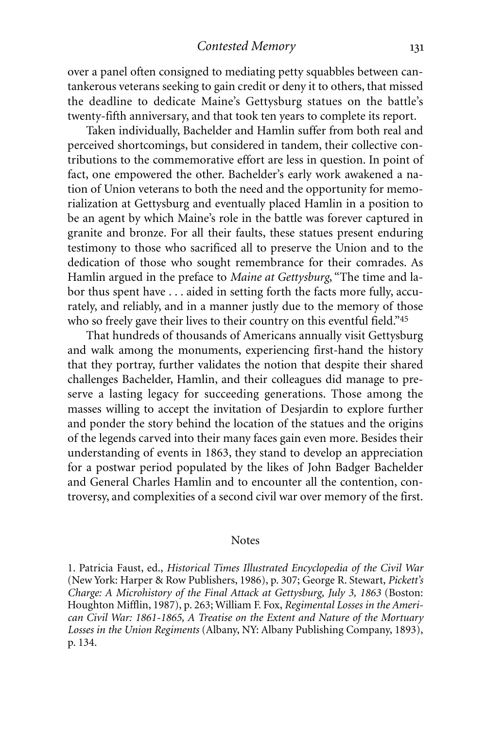over a panel often consigned to mediating petty squabbles between cantankerous veterans seeking to gain credit or deny it to others, that missed the deadline to dedicate Maine's Gettysburg statues on the battle's twenty-fifth anniversary, and that took ten years to complete its report.

Taken individually, Bachelder and Hamlin suffer from both real and perceived shortcomings, but considered in tandem, their collective contributions to the commemorative effort are less in question. In point of fact, one empowered the other. Bachelder's early work awakened a nation of Union veterans to both the need and the opportunity for memorialization at Gettysburg and eventually placed Hamlin in a position to be an agent by which Maine's role in the battle was forever captured in granite and bronze. For all their faults, these statues present enduring testimony to those who sacrificed all to preserve the Union and to the dedication of those who sought remembrance for their comrades. As Hamlin argued in the preface to *Maine at Gettysburg*, "The time and labor thus spent have . . . aided in setting forth the facts more fully, accurately, and reliably, and in a manner justly due to the memory of those who so freely gave their lives to their country on this eventful field."[45]

That hundreds of thousands of Americans annually visit Gettysburg and walk among the monuments, experiencing first-hand the history that they portray, further validates the notion that despite their shared challenges Bachelder, Hamlin, and their colleagues did manage to preserve a lasting legacy for succeeding generations. Those among the masses willing to accept the invitation of Desjardin to explore further and ponder the story behind the location of the statues and the origins of the legends carved into their many faces gain even more. Besides their understanding of events in 1863, they stand to develop an appreciation for a postwar period populated by the likes of John Badger Bachelder and General Charles Hamlin and to encounter all the contention, controversy, and complexities of a second civil war over memory of the first.

## Notes

1. Patricia Faust, ed., *Historical Times Illustrated Encyclopedia of the Civil War* (New York: Harper & Row Publishers, 1986), p. 307; George R. Stewart, *Pickett's Charge: A Microhistory of the Final Attack at Gettysburg, July 3, 1863* (Boston: Houghton Mifflin, 1987), p. 263; William F. Fox, *Regimental Losses in the American Civil War: 1861-1865, A Treatise on the Extent and Nature of the Mortuary Losses in the Union Regiments* (Albany, NY: Albany Publishing Company, 1893), p. 134.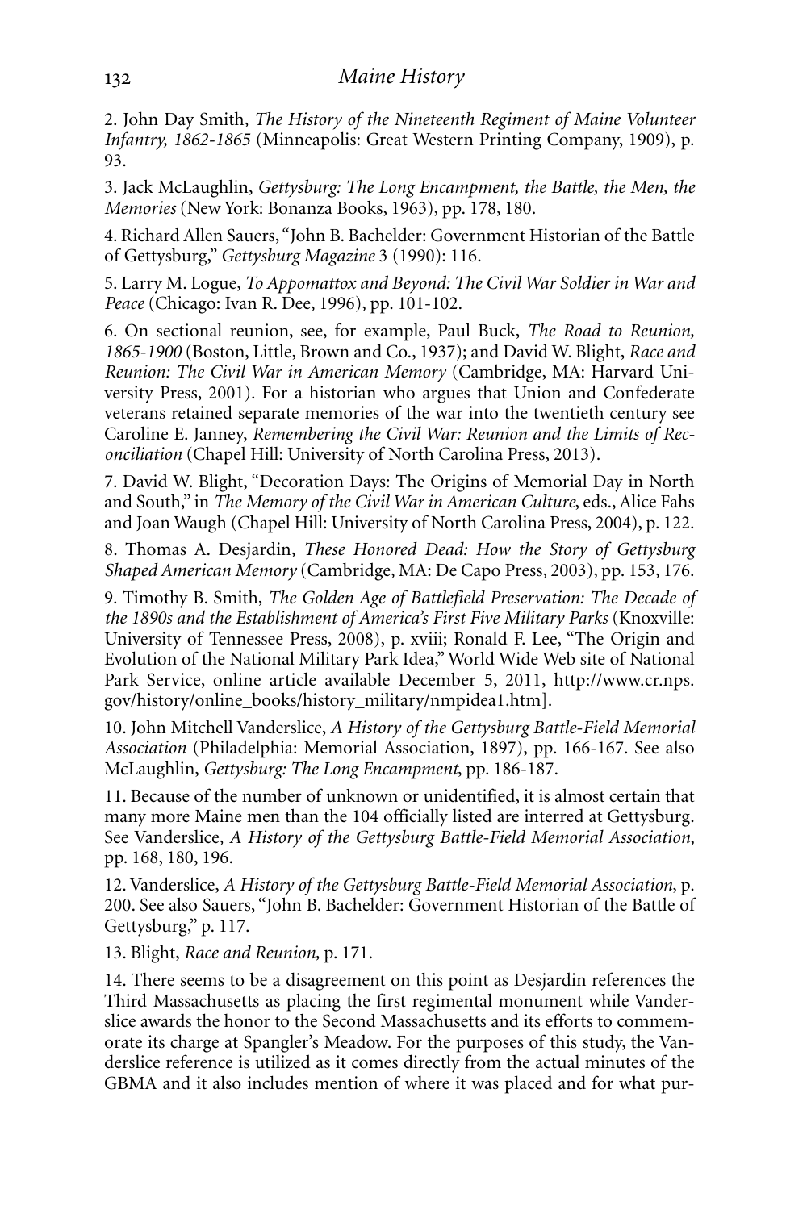2. John Day Smith, *The History of the Nineteenth Regiment of Maine Volunteer Infantry, 1862-1865* (Minneapolis: Great Western Printing Company, 1909), p. 93.

3. Jack McLaughlin, *Gettysburg: The Long Encampment, the Battle, the Men, the Memories* (New York: Bonanza Books, 1963), pp. 178, 180.

4. Richard Allen Sauers, "John B. Bachelder: Government Historian of the Battle of Gettysburg," *Gettysburg Magazine* 3 (1990): 116.

5. Larry M. Logue, *To Appomattox and Beyond: The Civil War Soldier in War and Peace* (Chicago: Ivan R. Dee, 1996), pp. 101-102.

6. On sectional reunion, see, for example, Paul Buck, *The Road to Reunion, 1865-1900* (Boston, Little, Brown and Co., 1937); and David W. Blight, *Race and Reunion: The Civil War in American Memory* (Cambridge, MA: Harvard University Press, 2001). For a historian who argues that Union and Confederate veterans retained separate memories of the war into the twentieth century see Caroline E. Janney, *Remembering the Civil War: Reunion and the Limits of Reconciliation* (Chapel Hill: University of North Carolina Press, 2013).

7. David W. Blight, "Decoration Days: The Origins of Memorial Day in North and South," in *The Memory of the Civil War in American Culture*, eds., Alice Fahs and Joan Waugh (Chapel Hill: University of North Carolina Press, 2004), p. 122.

8. Thomas A. Desjardin, *These Honored Dead: How the Story of Gettysburg Shaped American Memory* (Cambridge, MA: De Capo Press, 2003), pp. 153, 176.

9. Timothy B. Smith, *The Golden Age of Battlefield Preservation: The Decade of the 1890s and the Establishment of America's First Five Military Parks* (Knoxville: University of Tennessee Press, 2008), p. xviii; Ronald F. Lee, "The Origin and Evolution of the National Military Park Idea," World Wide Web site of National Park Service, online article available December 5, 2011, http://www.cr.nps.gov/history/online_books/history_military/nmpidea1.htm].

10. John Mitchell Vanderslice, *A History of the Gettysburg Battle-Field Memorial Association* (Philadelphia: Memorial Association, 1897), pp. 166-167. See also McLaughlin, *Gettysburg: The Long Encampment*, pp. 186-187.

11. Because of the number of unknown or unidentified, it is almost certain that many more Maine men than the 104 officially listed are interred at Gettysburg. See Vanderslice, *A History of the Gettysburg Battle-Field Memorial Association*, pp. 168, 180, 196.

12. Vanderslice, *A History of the Gettysburg Battle-Field Memorial Association*, p. 200. See also Sauers, "John B. Bachelder: Government Historian of the Battle of Gettysburg," p. 117.

13. Blight, *Race and Reunion,* p. 171.

14. There seems to be a disagreement on this point as Desjardin references the Third Massachusetts as placing the first regimental monument while Vanderslice awards the honor to the Second Massachusetts and its efforts to commemorate its charge at Spangler's Meadow. For the purposes of this study, the Vanderslice reference is utilized as it comes directly from the actual minutes of the GBMA and it also includes mention of where it was placed and for what pur-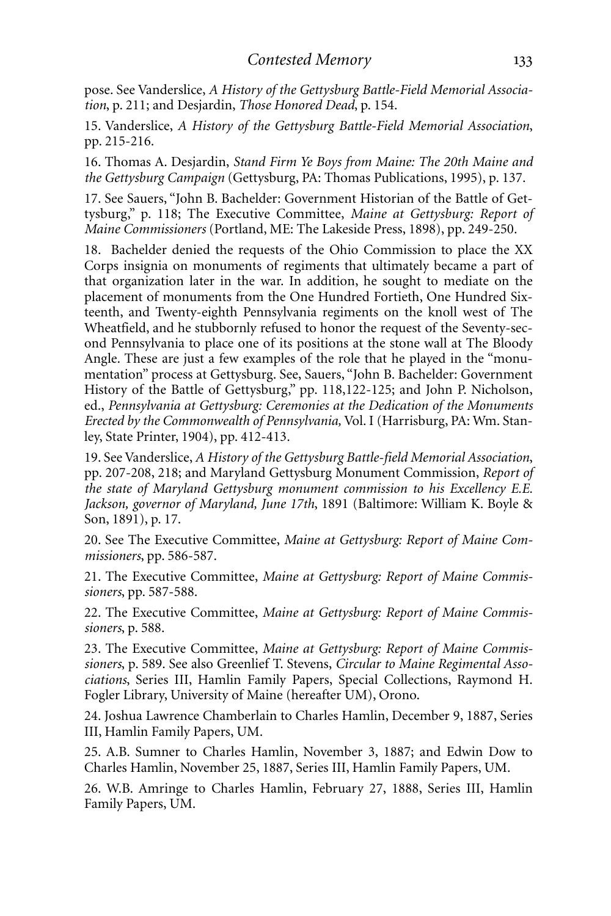pose. See Vanderslice, *A History of the Gettysburg Battle-Field Memorial Association*, p. 211; and Desjardin, *Those Honored Dead*, p. 154.

15. Vanderslice, *A History of the Gettysburg Battle-Field Memorial Association*, pp. 215-216.

16. Thomas A. Desjardin, *Stand Firm Ye Boys from Maine: The 20th Maine and the Gettysburg Campaign* (Gettysburg, PA: Thomas Publications, 1995), p. 137.

17. See Sauers, "John B. Bachelder: Government Historian of the Battle of Gettysburg," p. 118; The Executive Committee, *Maine at Gettysburg: Report of Maine Commissioners* (Portland, ME: The Lakeside Press, 1898), pp. 249-250.

18. Bachelder denied the requests of the Ohio Commission to place the XX Corps insignia on monuments of regiments that ultimately became a part of that organization later in the war. In addition, he sought to mediate on the placement of monuments from the One Hundred Fortieth, One Hundred Sixteenth, and Twenty-eighth Pennsylvania regiments on the knoll west of The Wheatfield, and he stubbornly refused to honor the request of the Seventy-second Pennsylvania to place one of its positions at the stone wall at The Bloody Angle. These are just a few examples of the role that he played in the "monumentation" process at Gettysburg. See, Sauers, "John B. Bachelder: Government History of the Battle of Gettysburg," pp. 118,122-125; and John P. Nicholson, ed., *Pennsylvania at Gettysburg: Ceremonies at the Dedication of the Monuments Erected by the Commonwealth of Pennsylvania,* Vol. I (Harrisburg, PA: Wm. Stanley, State Printer, 1904), pp. 412-413.

19. See Vanderslice, *A History of the Gettysburg Battle-field Memorial Association*, pp. 207-208, 218; and Maryland Gettysburg Monument Commission, *Report of the state of Maryland Gettysburg monument commission to his Excellency E.E. Jackson, governor of Maryland, June 17th*, 1891 (Baltimore: William K. Boyle & Son, 1891), p. 17.

20. See The Executive Committee, *Maine at Gettysburg: Report of Maine Commissioners*, pp. 586-587.

21. The Executive Committee, *Maine at Gettysburg: Report of Maine Commissioners*, pp. 587-588.

22. The Executive Committee, *Maine at Gettysburg: Report of Maine Commissioners*, p. 588.

23. The Executive Committee, *Maine at Gettysburg: Report of Maine Commissioners*, p. 589. See also Greenlief T. Stevens, *Circular to Maine Regimental Associations*, Series III, Hamlin Family Papers, Special Collections, Raymond H. Fogler Library, University of Maine (hereafter UM), Orono.

24. Joshua Lawrence Chamberlain to Charles Hamlin, December 9, 1887, Series III, Hamlin Family Papers, UM.

25. A.B. Sumner to Charles Hamlin, November 3, 1887; and Edwin Dow to Charles Hamlin, November 25, 1887, Series III, Hamlin Family Papers, UM.

26. W.B. Amringe to Charles Hamlin, February 27, 1888, Series III, Hamlin Family Papers, UM.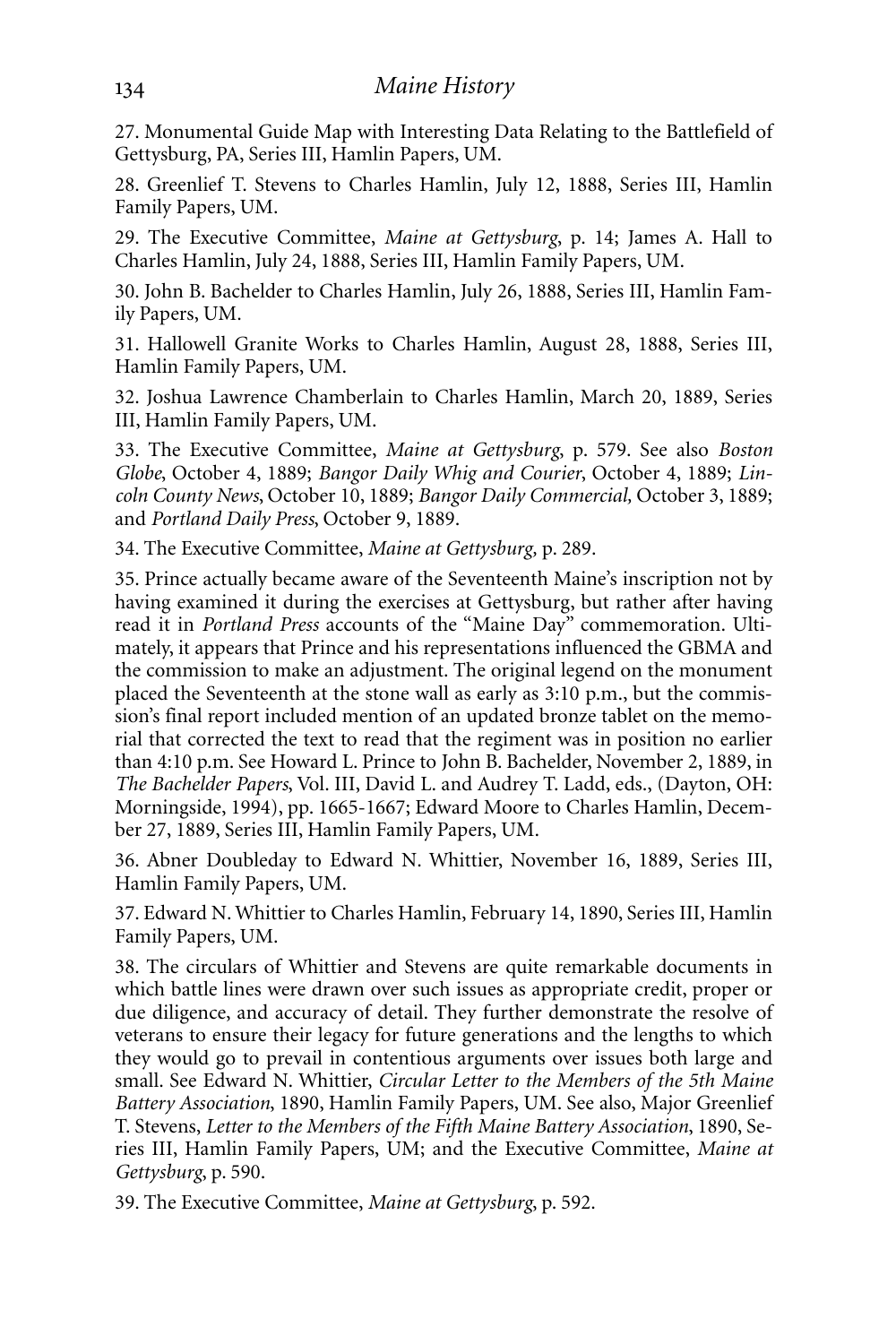27. Monumental Guide Map with Interesting Data Relating to the Battlefield of Gettysburg, PA, Series III, Hamlin Papers, UM.

28. Greenlief T. Stevens to Charles Hamlin, July 12, 1888, Series III, Hamlin Family Papers, UM.

29. The Executive Committee, *Maine at Gettysburg*, p. 14; James A. Hall to Charles Hamlin, July 24, 1888, Series III, Hamlin Family Papers, UM.

30. John B. Bachelder to Charles Hamlin, July 26, 1888, Series III, Hamlin Family Papers, UM.

31. Hallowell Granite Works to Charles Hamlin, August 28, 1888, Series III, Hamlin Family Papers, UM.

32. Joshua Lawrence Chamberlain to Charles Hamlin, March 20, 1889, Series III, Hamlin Family Papers, UM.

33. The Executive Committee, *Maine at Gettysburg*, p. 579. See also *Boston Globe*, October 4, 1889; *Bangor Daily Whig and Courier*, October 4, 1889; *Lincoln County News*, October 10, 1889; *Bangor Daily Commercial*, October 3, 1889; and *Portland Daily Press*, October 9, 1889.

34. The Executive Committee, *Maine at Gettysburg*, p. 289.

35. Prince actually became aware of the Seventeenth Maine's inscription not by having examined it during the exercises at Gettysburg, but rather after having read it in *Portland Press* accounts of the "Maine Day" commemoration. Ultimately, it appears that Prince and his representations influenced the GBMA and the commission to make an adjustment. The original legend on the monument placed the Seventeenth at the stone wall as early as 3:10 p.m., but the commission's final report included mention of an updated bronze tablet on the memorial that corrected the text to read that the regiment was in position no earlier than 4:10 p.m. See Howard L. Prince to John B. Bachelder, November 2, 1889, in *The Bachelder Papers*, Vol. III, David L. and Audrey T. Ladd, eds., (Dayton, OH: Morningside, 1994), pp. 1665-1667; Edward Moore to Charles Hamlin, December 27, 1889, Series III, Hamlin Family Papers, UM.

36. Abner Doubleday to Edward N. Whittier, November 16, 1889, Series III, Hamlin Family Papers, UM.

37. Edward N. Whittier to Charles Hamlin, February 14, 1890, Series III, Hamlin Family Papers, UM.

38. The circulars of Whittier and Stevens are quite remarkable documents in which battle lines were drawn over such issues as appropriate credit, proper or due diligence, and accuracy of detail. They further demonstrate the resolve of veterans to ensure their legacy for future generations and the lengths to which they would go to prevail in contentious arguments over issues both large and small. See Edward N. Whittier, *Circular Letter to the Members of the 5th Maine Battery Association*, 1890, Hamlin Family Papers, UM. See also, Major Greenlief T. Stevens, *Letter to the Members of the Fifth Maine Battery Association*, 1890, Series III, Hamlin Family Papers, UM; and the Executive Committee, *Maine at Gettysburg*, p. 590.

39. The Executive Committee, *Maine at Gettysburg*, p. 592.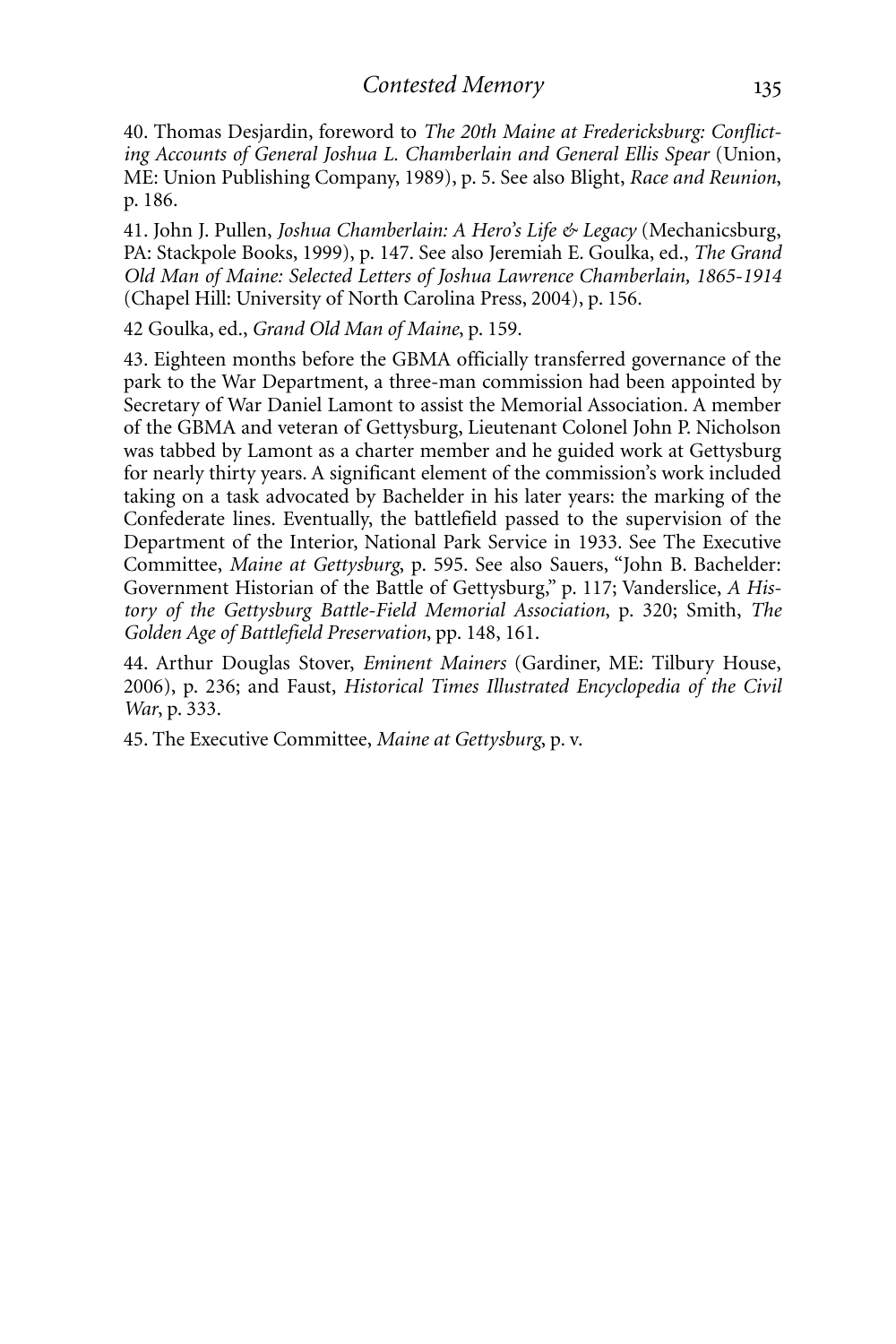40. Thomas Desjardin, foreword to *The 20th Maine at Fredericksburg: Conflicting Accounts of General Joshua L. Chamberlain and General Ellis Spear* (Union, ME: Union Publishing Company, 1989), p. 5. See also Blight, *Race and Reunion*, p. 186.

41. John J. Pullen, *Joshua Chamberlain: A Hero's Life & Legacy* (Mechanicsburg, PA: Stackpole Books, 1999), p. 147. See also Jeremiah E. Goulka, ed., *The Grand Old Man of Maine: Selected Letters of Joshua Lawrence Chamberlain, 1865-1914* (Chapel Hill: University of North Carolina Press, 2004), p. 156.

42 Goulka, ed., *Grand Old Man of Maine*, p. 159.

43. Eighteen months before the GBMA officially transferred governance of the park to the War Department, a three-man commission had been appointed by Secretary of War Daniel Lamont to assist the Memorial Association. A member of the GBMA and veteran of Gettysburg, Lieutenant Colonel John P. Nicholson was tabbed by Lamont as a charter member and he guided work at Gettysburg for nearly thirty years. A significant element of the commission's work included taking on a task advocated by Bachelder in his later years: the marking of the Confederate lines. Eventually, the battlefield passed to the supervision of the Department of the Interior, National Park Service in 1933. See The Executive Committee, *Maine at Gettysburg*, p. 595. See also Sauers, "John B. Bachelder: Government Historian of the Battle of Gettysburg," p. 117; Vanderslice, *A History of the Gettysburg Battle-Field Memorial Association*, p. 320; Smith, *The Golden Age of Battlefield Preservation*, pp. 148, 161.

44. Arthur Douglas Stover, *Eminent Mainers* (Gardiner, ME: Tilbury House, 2006), p. 236; and Faust, *Historical Times Illustrated Encyclopedia of the Civil War*, p. 333.

45. The Executive Committee, *Maine at Gettysburg*, p. v.